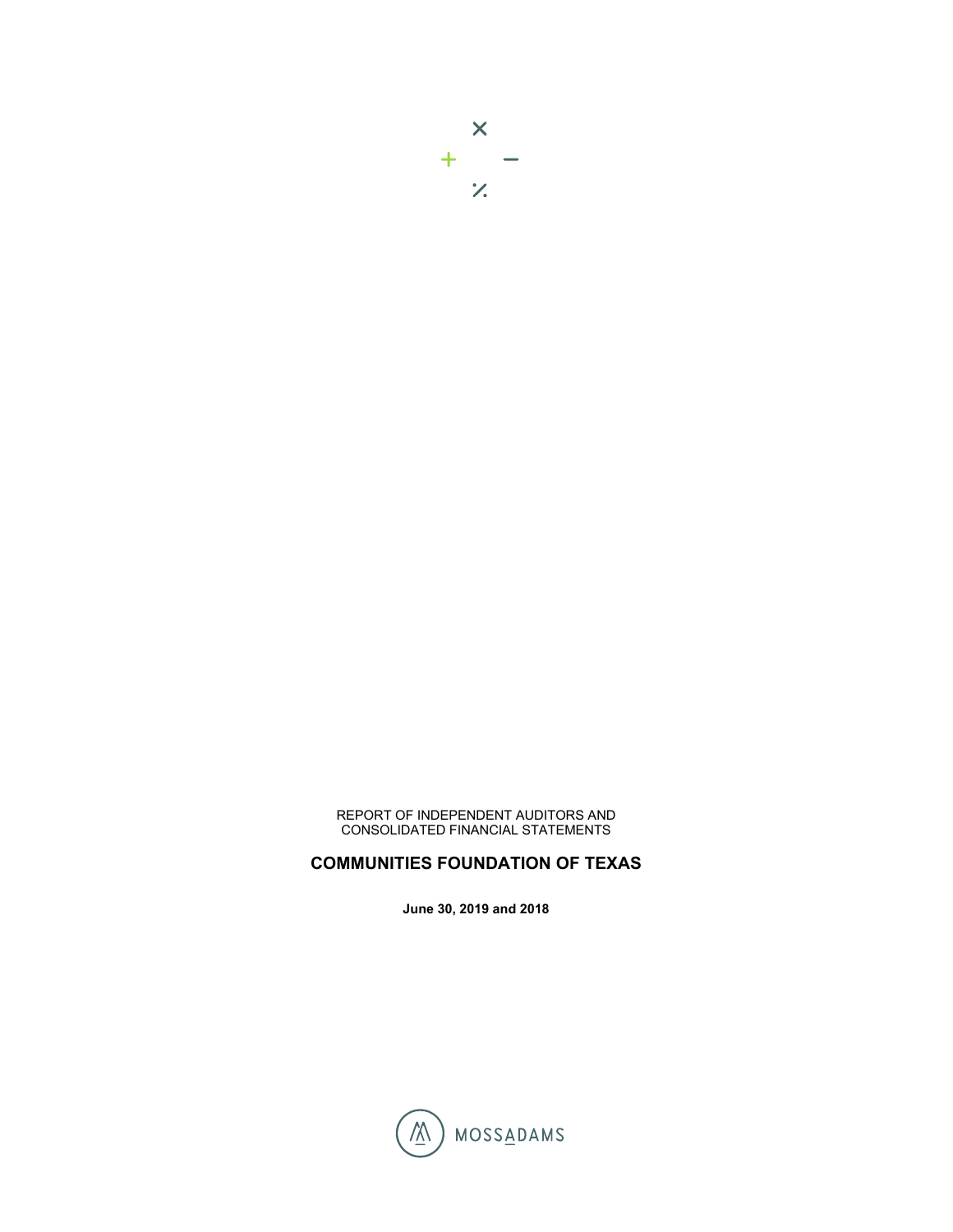REPORT OF INDEPENDENT AUDITORS AND
CONSOLIDATED FINANCIAL STATEMENTS

# COMMUNITIES FOUNDATION OF TEXAS

**June 30, 2019 and 2018**

MOSSADAMS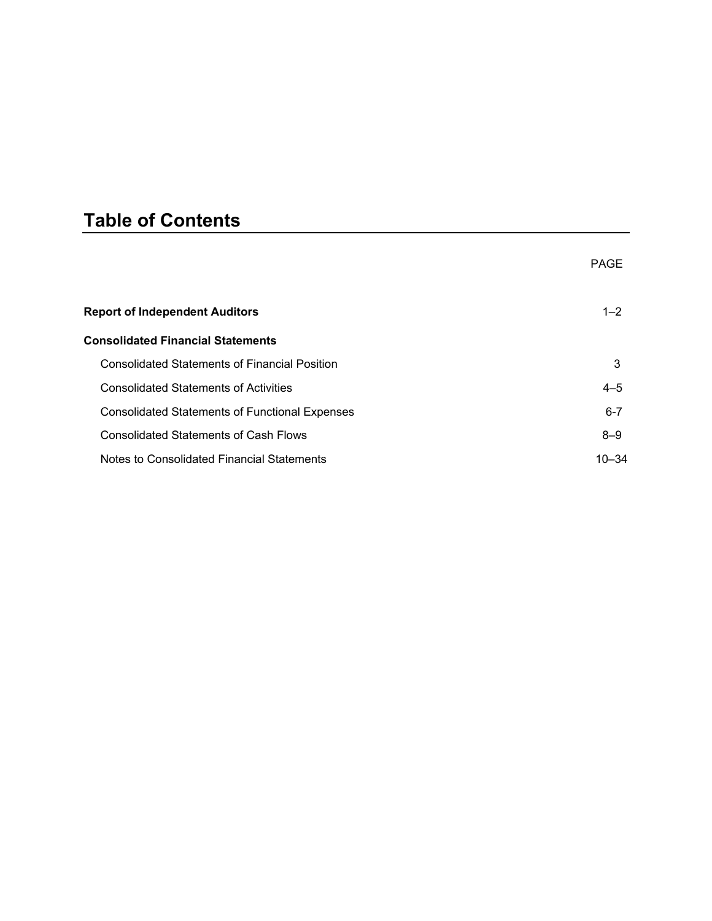# Table of Contents

| | PAGE |
|---|---|
| **Report of Independent Auditors** | 1–2 |
| **Consolidated Financial Statements** | |
| Consolidated Statements of Financial Position | 3 |
| Consolidated Statements of Activities | 4–5 |
| Consolidated Statements of Functional Expenses | 6-7 |
| Consolidated Statements of Cash Flows | 8–9 |
| Notes to Consolidated Financial Statements | 10–34 |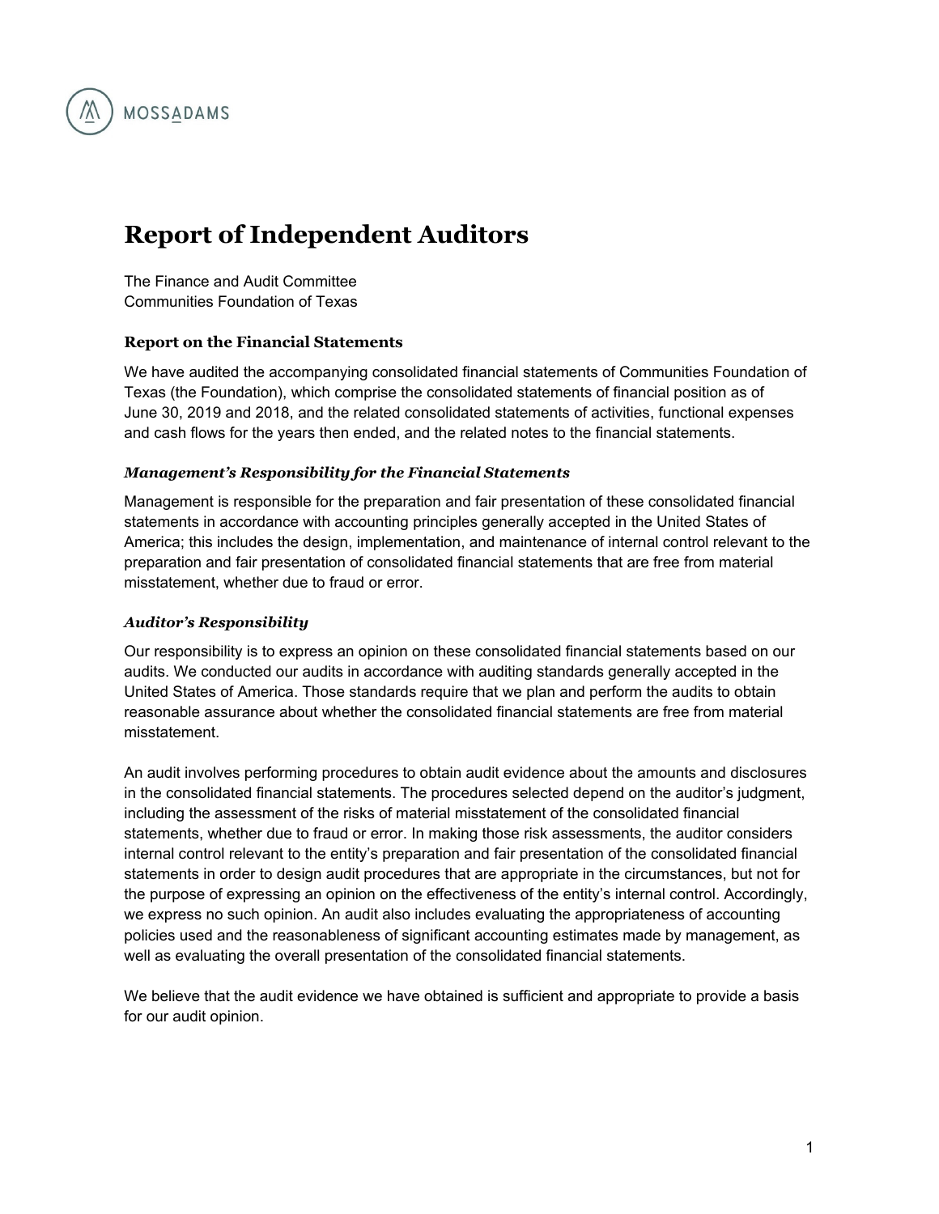MOSSADAMS

# Report of Independent Auditors

The Finance and Audit Committee
Communities Foundation of Texas

### Report on the Financial Statements

We have audited the accompanying consolidated financial statements of Communities Foundation of Texas (the Foundation), which comprise the consolidated statements of financial position as of June 30, 2019 and 2018, and the related consolidated statements of activities, functional expenses and cash flows for the years then ended, and the related notes to the financial statements.

#### *Management's Responsibility for the Financial Statements*

Management is responsible for the preparation and fair presentation of these consolidated financial statements in accordance with accounting principles generally accepted in the United States of America; this includes the design, implementation, and maintenance of internal control relevant to the preparation and fair presentation of consolidated financial statements that are free from material misstatement, whether due to fraud or error.

#### *Auditor's Responsibility*

Our responsibility is to express an opinion on these consolidated financial statements based on our audits. We conducted our audits in accordance with auditing standards generally accepted in the United States of America. Those standards require that we plan and perform the audits to obtain reasonable assurance about whether the consolidated financial statements are free from material misstatement.

An audit involves performing procedures to obtain audit evidence about the amounts and disclosures in the consolidated financial statements. The procedures selected depend on the auditor's judgment, including the assessment of the risks of material misstatement of the consolidated financial statements, whether due to fraud or error. In making those risk assessments, the auditor considers internal control relevant to the entity's preparation and fair presentation of the consolidated financial statements in order to design audit procedures that are appropriate in the circumstances, but not for the purpose of expressing an opinion on the effectiveness of the entity's internal control. Accordingly, we express no such opinion. An audit also includes evaluating the appropriateness of accounting policies used and the reasonableness of significant accounting estimates made by management, as well as evaluating the overall presentation of the consolidated financial statements.

We believe that the audit evidence we have obtained is sufficient and appropriate to provide a basis for our audit opinion.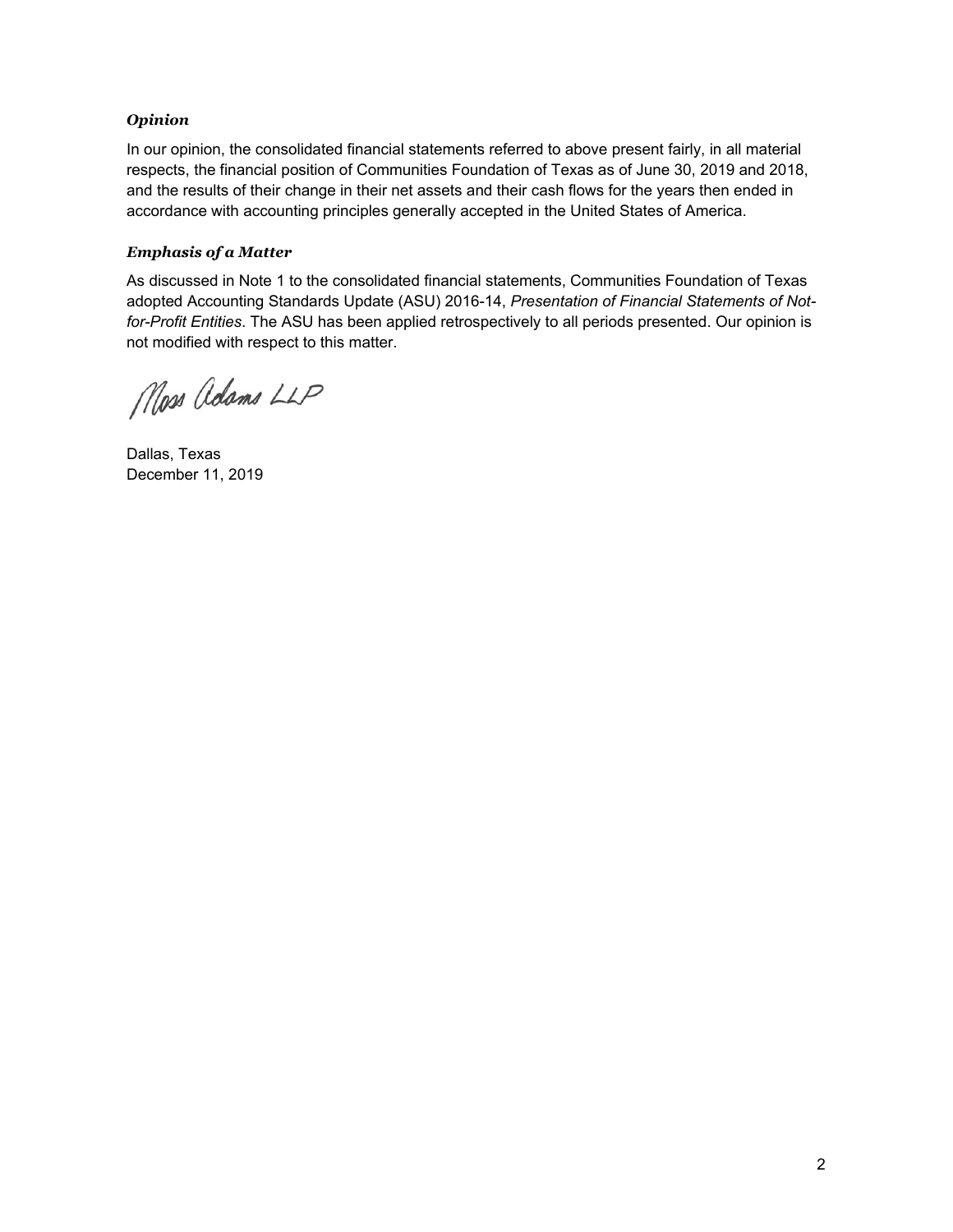### *Opinion*

In our opinion, the consolidated financial statements referred to above present fairly, in all material respects, the financial position of Communities Foundation of Texas as of June 30, 2019 and 2018, and the results of their change in their net assets and their cash flows for the years then ended in accordance with accounting principles generally accepted in the United States of America.

### *Emphasis of a Matter*

As discussed in Note 1 to the consolidated financial statements, Communities Foundation of Texas adopted Accounting Standards Update (ASU) 2016-14, *Presentation of Financial Statements of Not-for-Profit Entities*. The ASU has been applied retrospectively to all periods presented. Our opinion is not modified with respect to this matter.

Moss Adams LLP

Dallas, Texas
December 11, 2019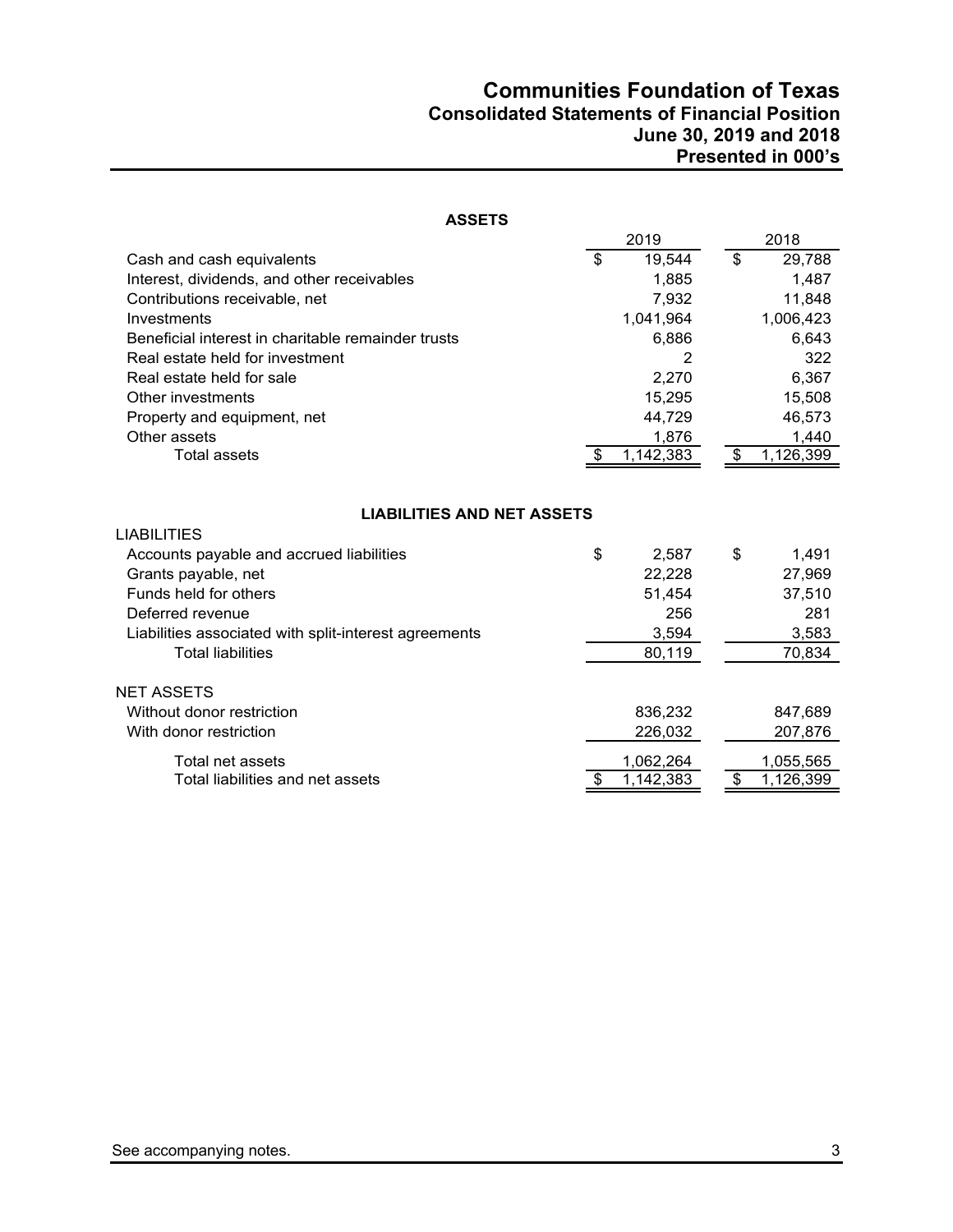# Communities Foundation of Texas
## Consolidated Statements of Financial Position
### June 30, 2019 and 2018
### Presented in 000's

**ASSETS**

| | 2019 | 2018 |
|---|---|---|
| Cash and cash equivalents | $ 19,544 | $ 29,788 |
| Interest, dividends, and other receivables | 1,885 | 1,487 |
| Contributions receivable, net | 7,932 | 11,848 |
| Investments | 1,041,964 | 1,006,423 |
| Beneficial interest in charitable remainder trusts | 6,886 | 6,643 |
| Real estate held for investment | 2 | 322 |
| Real estate held for sale | 2,270 | 6,367 |
| Other investments | 15,295 | 15,508 |
| Property and equipment, net | 44,729 | 46,573 |
| Other assets | 1,876 | 1,440 |
| Total assets | $ 1,142,383 | $ 1,126,399 |

**LIABILITIES AND NET ASSETS**

| | 2019 | 2018 |
|---|---|---|
| LIABILITIES | | |
| Accounts payable and accrued liabilities | $ 2,587 | $ 1,491 |
| Grants payable, net | 22,228 | 27,969 |
| Funds held for others | 51,454 | 37,510 |
| Deferred revenue | 256 | 281 |
| Liabilities associated with split-interest agreements | 3,594 | 3,583 |
| Total liabilities | 80,119 | 70,834 |
| NET ASSETS | | |
| Without donor restriction | 836,232 | 847,689 |
| With donor restriction | 226,032 | 207,876 |
| Total net assets | 1,062,264 | 1,055,565 |
| Total liabilities and net assets | $ 1,142,383 | $ 1,126,399 |

See accompanying notes.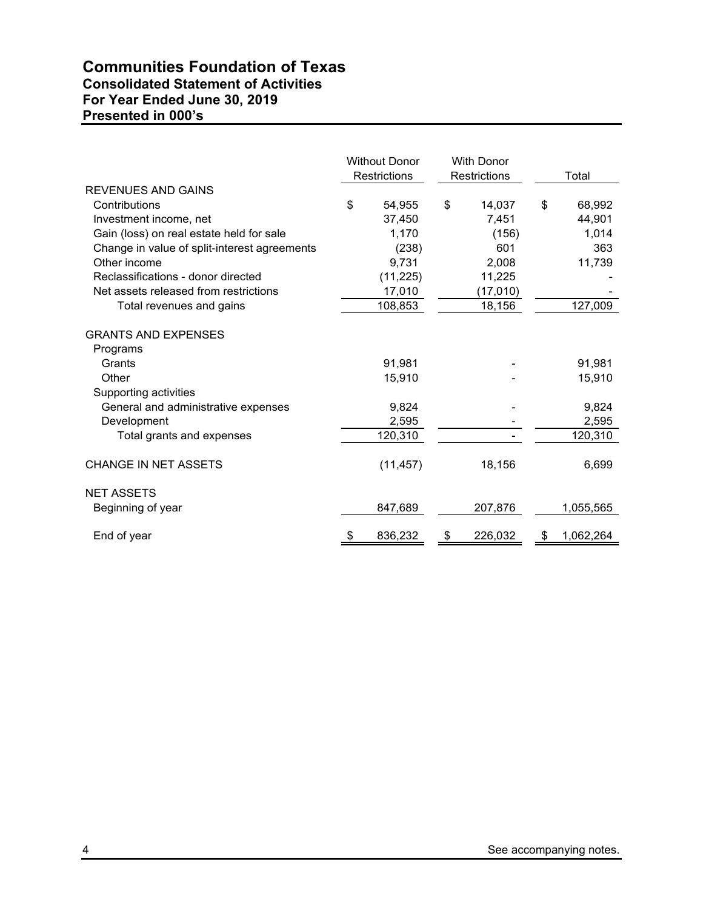# Communities Foundation of Texas
## Consolidated Statement of Activities
## For Year Ended June 30, 2019
## Presented in 000's

| | Without Donor Restrictions | With Donor Restrictions | Total |
|---|---|---|---|
| REVENUES AND GAINS | | | |
| Contributions | $ 54,955 | $ 14,037 | $ 68,992 |
| Investment income, net | 37,450 | 7,451 | 44,901 |
| Gain (loss) on real estate held for sale | 1,170 | (156) | 1,014 |
| Change in value of split-interest agreements | (238) | 601 | 363 |
| Other income | 9,731 | 2,008 | 11,739 |
| Reclassifications - donor directed | (11,225) | 11,225 | - |
| Net assets released from restrictions | 17,010 | (17,010) | - |
| Total revenues and gains | 108,853 | 18,156 | 127,009 |
| GRANTS AND EXPENSES | | | |
| Programs | | | |
| Grants | 91,981 | - | 91,981 |
| Other | 15,910 | - | 15,910 |
| Supporting activities | | | |
| General and administrative expenses | 9,824 | - | 9,824 |
| Development | 2,595 | - | 2,595 |
| Total grants and expenses | 120,310 | - | 120,310 |
| CHANGE IN NET ASSETS | (11,457) | 18,156 | 6,699 |
| NET ASSETS | | | |
| Beginning of year | 847,689 | 207,876 | 1,055,565 |
| End of year | $ 836,232 | $ 226,032 | $ 1,062,264 |

See accompanying notes.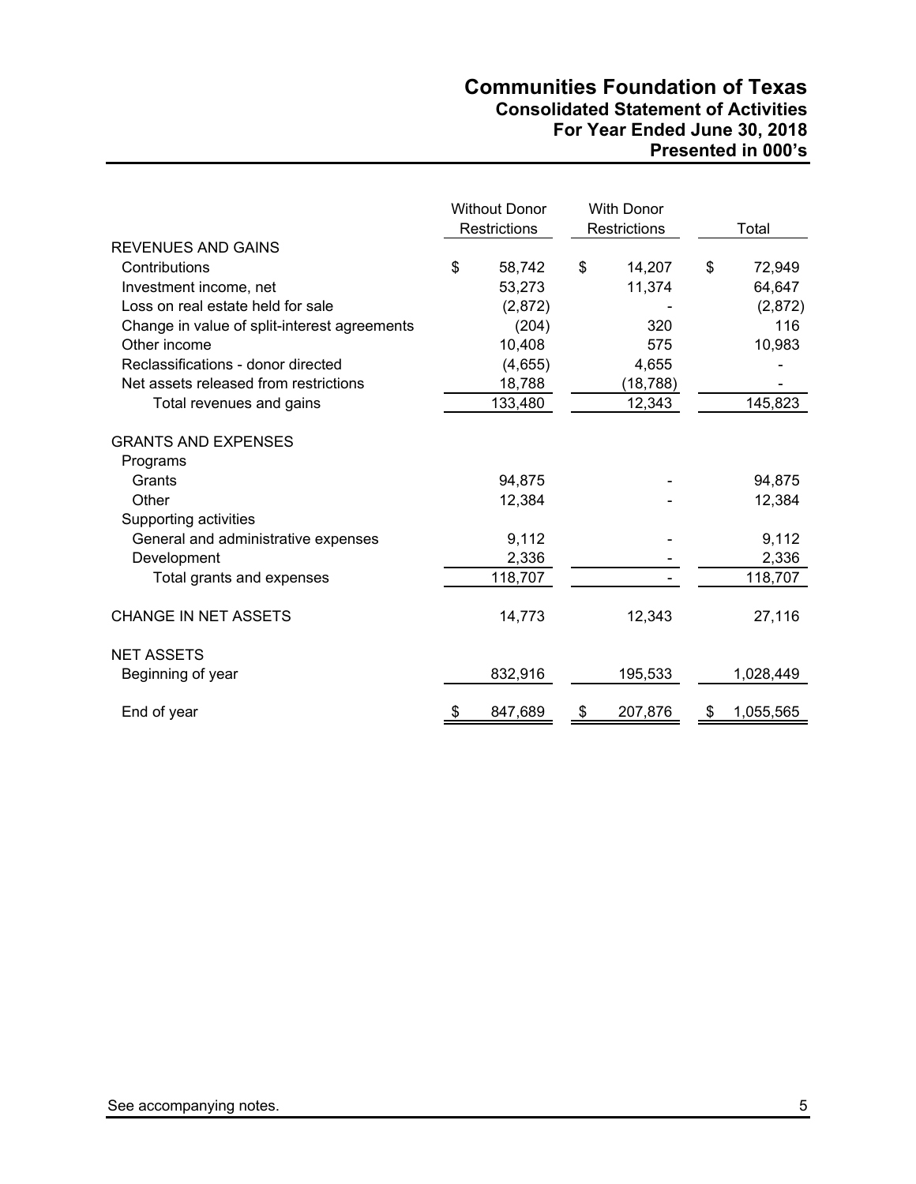# Communities Foundation of Texas
## Consolidated Statement of Activities
### For Year Ended June 30, 2018
### Presented in 000's

| | Without Donor Restrictions | With Donor Restrictions | Total |
|---|---|---|---|
| REVENUES AND GAINS | | | |
| Contributions | $ 58,742 | $ 14,207 | $ 72,949 |
| Investment income, net | 53,273 | 11,374 | 64,647 |
| Loss on real estate held for sale | (2,872) | - | (2,872) |
| Change in value of split-interest agreements | (204) | 320 | 116 |
| Other income | 10,408 | 575 | 10,983 |
| Reclassifications - donor directed | (4,655) | 4,655 | - |
| Net assets released from restrictions | 18,788 | (18,788) | - |
| Total revenues and gains | 133,480 | 12,343 | 145,823 |
| GRANTS AND EXPENSES | | | |
| Programs | | | |
| Grants | 94,875 | - | 94,875 |
| Other | 12,384 | - | 12,384 |
| Supporting activities | | | |
| General and administrative expenses | 9,112 | - | 9,112 |
| Development | 2,336 | - | 2,336 |
| Total grants and expenses | 118,707 | - | 118,707 |
| CHANGE IN NET ASSETS | 14,773 | 12,343 | 27,116 |
| NET ASSETS | | | |
| Beginning of year | 832,916 | 195,533 | 1,028,449 |
| End of year | $ 847,689 | $ 207,876 | $ 1,055,565 |

See accompanying notes.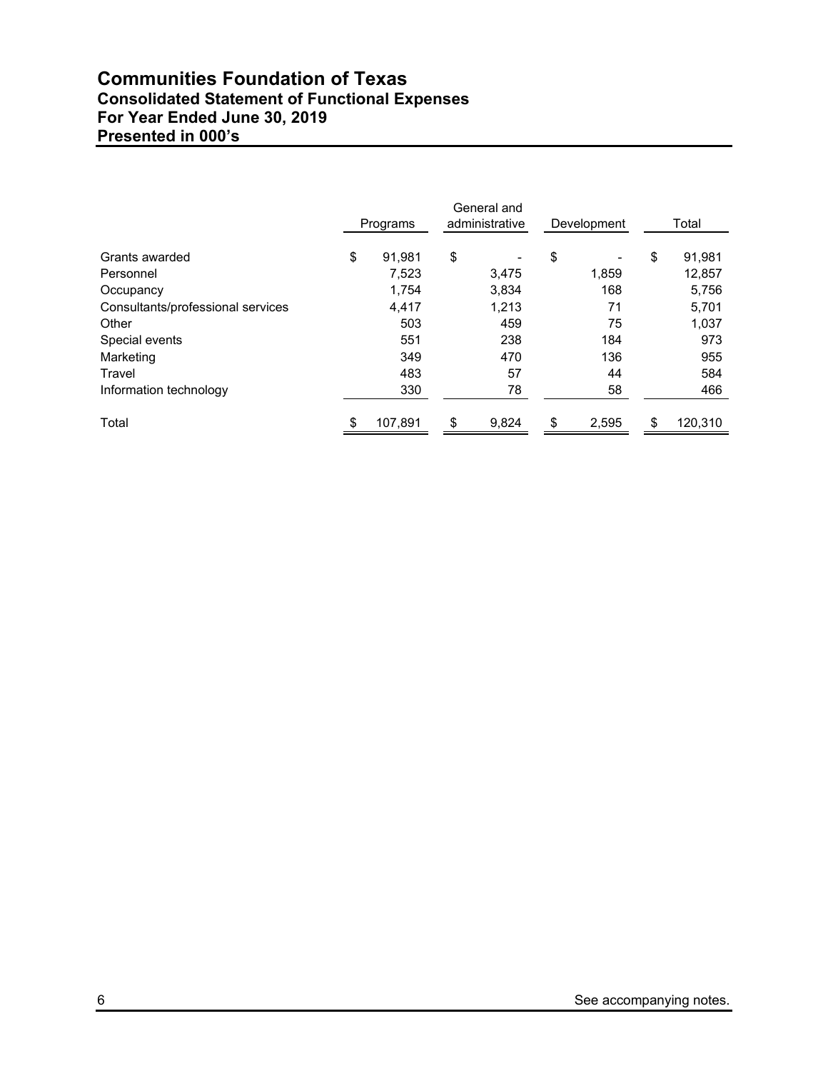# Communities Foundation of Texas
## Consolidated Statement of Functional Expenses
## For Year Ended June 30, 2019
## Presented in 000's

| | Programs | General and administrative | Development | Total |
|---|---|---|---|---|
| Grants awarded | $ 91,981 | $ - | $ - | $ 91,981 |
| Personnel | 7,523 | 3,475 | 1,859 | 12,857 |
| Occupancy | 1,754 | 3,834 | 168 | 5,756 |
| Consultants/professional services | 4,417 | 1,213 | 71 | 5,701 |
| Other | 503 | 459 | 75 | 1,037 |
| Special events | 551 | 238 | 184 | 973 |
| Marketing | 349 | 470 | 136 | 955 |
| Travel | 483 | 57 | 44 | 584 |
| Information technology | 330 | 78 | 58 | 466 |
| Total | $ 107,891 | $ 9,824 | $ 2,595 | $ 120,310 |

See accompanying notes.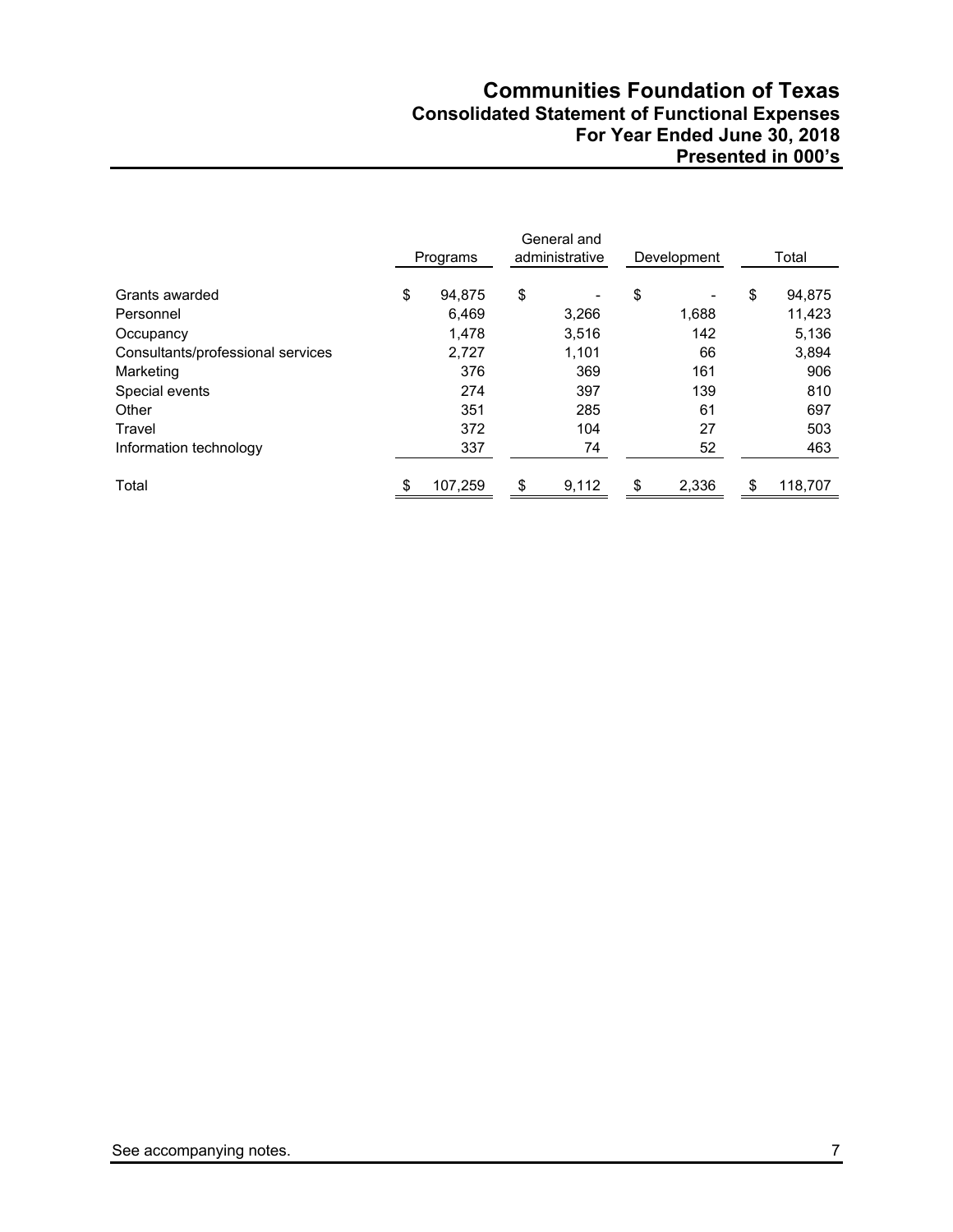# Communities Foundation of Texas
## Consolidated Statement of Functional Expenses
### For Year Ended June 30, 2018
### Presented in 000's

| | Programs | General and administrative | Development | Total |
|---|---|---|---|---|
| Grants awarded | $ 94,875 | $ - | $ - | $ 94,875 |
| Personnel | 6,469 | 3,266 | 1,688 | 11,423 |
| Occupancy | 1,478 | 3,516 | 142 | 5,136 |
| Consultants/professional services | 2,727 | 1,101 | 66 | 3,894 |
| Marketing | 376 | 369 | 161 | 906 |
| Special events | 274 | 397 | 139 | 810 |
| Other | 351 | 285 | 61 | 697 |
| Travel | 372 | 104 | 27 | 503 |
| Information technology | 337 | 74 | 52 | 463 |
| Total | $ 107,259 | $ 9,112 | $ 2,336 | $ 118,707 |

See accompanying notes.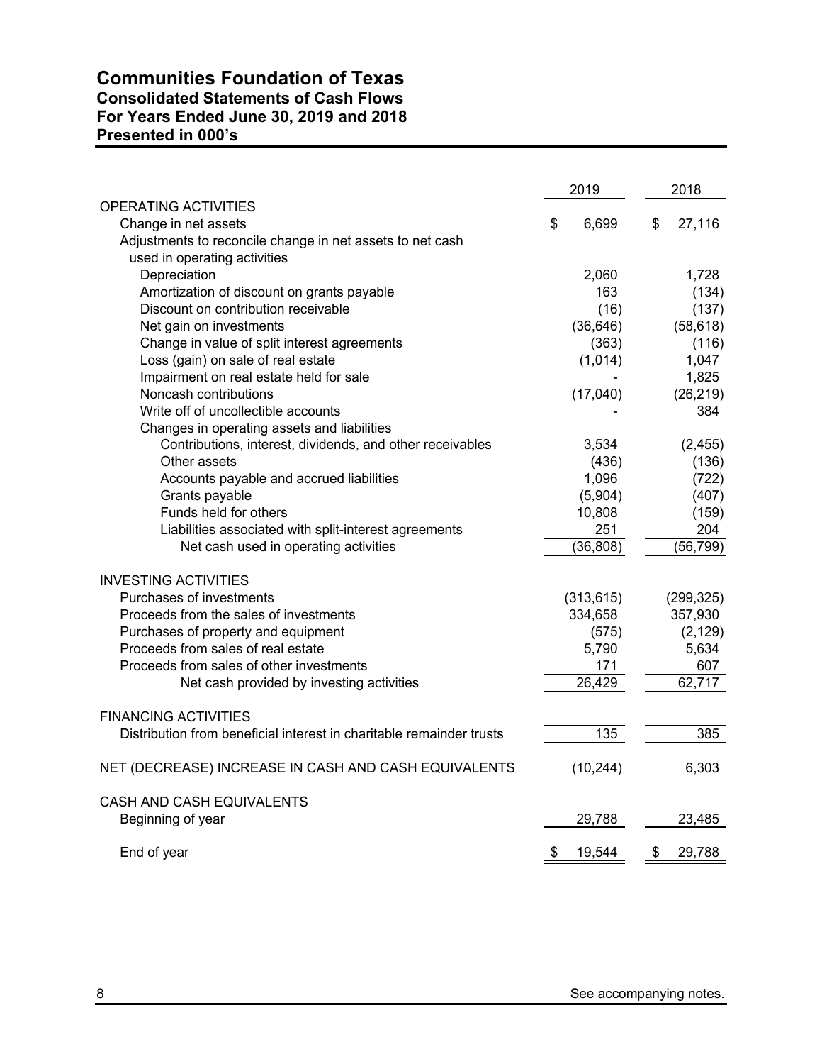# Communities Foundation of Texas

## Consolidated Statements of Cash Flows

## For Years Ended June 30, 2019 and 2018

## Presented in 000's

| | 2019 | 2018 |
|---|---|---|
| OPERATING ACTIVITIES | | |
| Change in net assets | $ 6,699 | $ 27,116 |
| Adjustments to reconcile change in net assets to net cash used in operating activities | | |
| Depreciation | 2,060 | 1,728 |
| Amortization of discount on grants payable | 163 | (134) |
| Discount on contribution receivable | (16) | (137) |
| Net gain on investments | (36,646) | (58,618) |
| Change in value of split interest agreements | (363) | (116) |
| Loss (gain) on sale of real estate | (1,014) | 1,047 |
| Impairment on real estate held for sale | - | 1,825 |
| Noncash contributions | (17,040) | (26,219) |
| Write off of uncollectible accounts | - | 384 |
| Changes in operating assets and liabilities | | |
| Contributions, interest, dividends, and other receivables | 3,534 | (2,455) |
| Other assets | (436) | (136) |
| Accounts payable and accrued liabilities | 1,096 | (722) |
| Grants payable | (5,904) | (407) |
| Funds held for others | 10,808 | (159) |
| Liabilities associated with split-interest agreements | 251 | 204 |
| Net cash used in operating activities | (36,808) | (56,799) |
| INVESTING ACTIVITIES | | |
| Purchases of investments | (313,615) | (299,325) |
| Proceeds from the sales of investments | 334,658 | 357,930 |
| Purchases of property and equipment | (575) | (2,129) |
| Proceeds from sales of real estate | 5,790 | 5,634 |
| Proceeds from sales of other investments | 171 | 607 |
| Net cash provided by investing activities | 26,429 | 62,717 |
| FINANCING ACTIVITIES | | |
| Distribution from beneficial interest in charitable remainder trusts | 135 | 385 |
| NET (DECREASE) INCREASE IN CASH AND CASH EQUIVALENTS | (10,244) | 6,303 |
| CASH AND CASH EQUIVALENTS | | |
| Beginning of year | 29,788 | 23,485 |
| End of year | $ 19,544 | $ 29,788 |

See accompanying notes.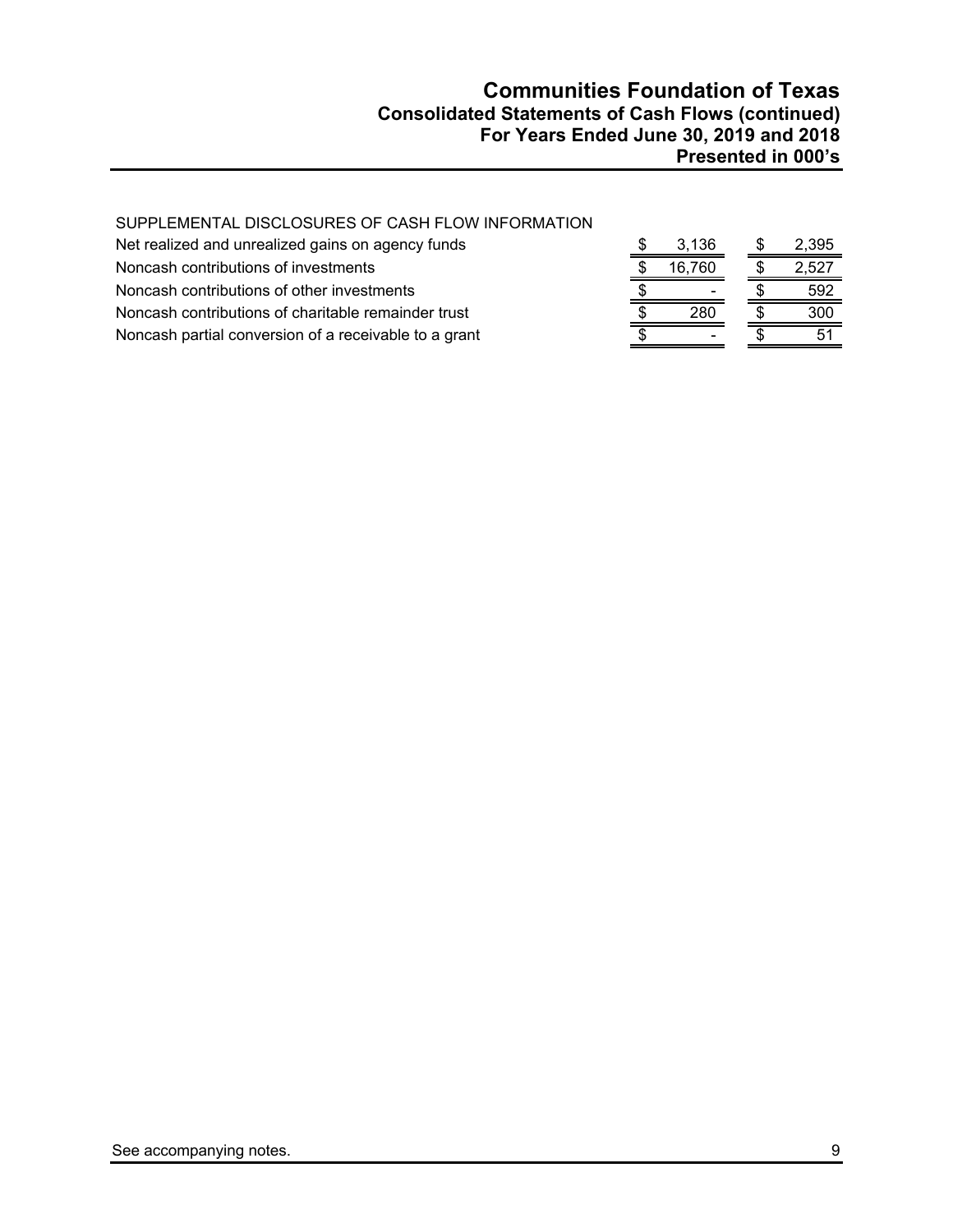# Communities Foundation of Texas
## Consolidated Statements of Cash Flows (continued)
## For Years Ended June 30, 2019 and 2018
## Presented in 000's

| | 2019 | 2018 |
|---|---|---|
| SUPPLEMENTAL DISCLOSURES OF CASH FLOW INFORMATION | | |
| Net realized and unrealized gains on agency funds | $ 3,136 | $ 2,395 |
| Noncash contributions of investments | $ 16,760 | $ 2,527 |
| Noncash contributions of other investments | $ - | $ 592 |
| Noncash contributions of charitable remainder trust | $ 280 | $ 300 |
| Noncash partial conversion of a receivable to a grant | $ - | $ 51 |

See accompanying notes.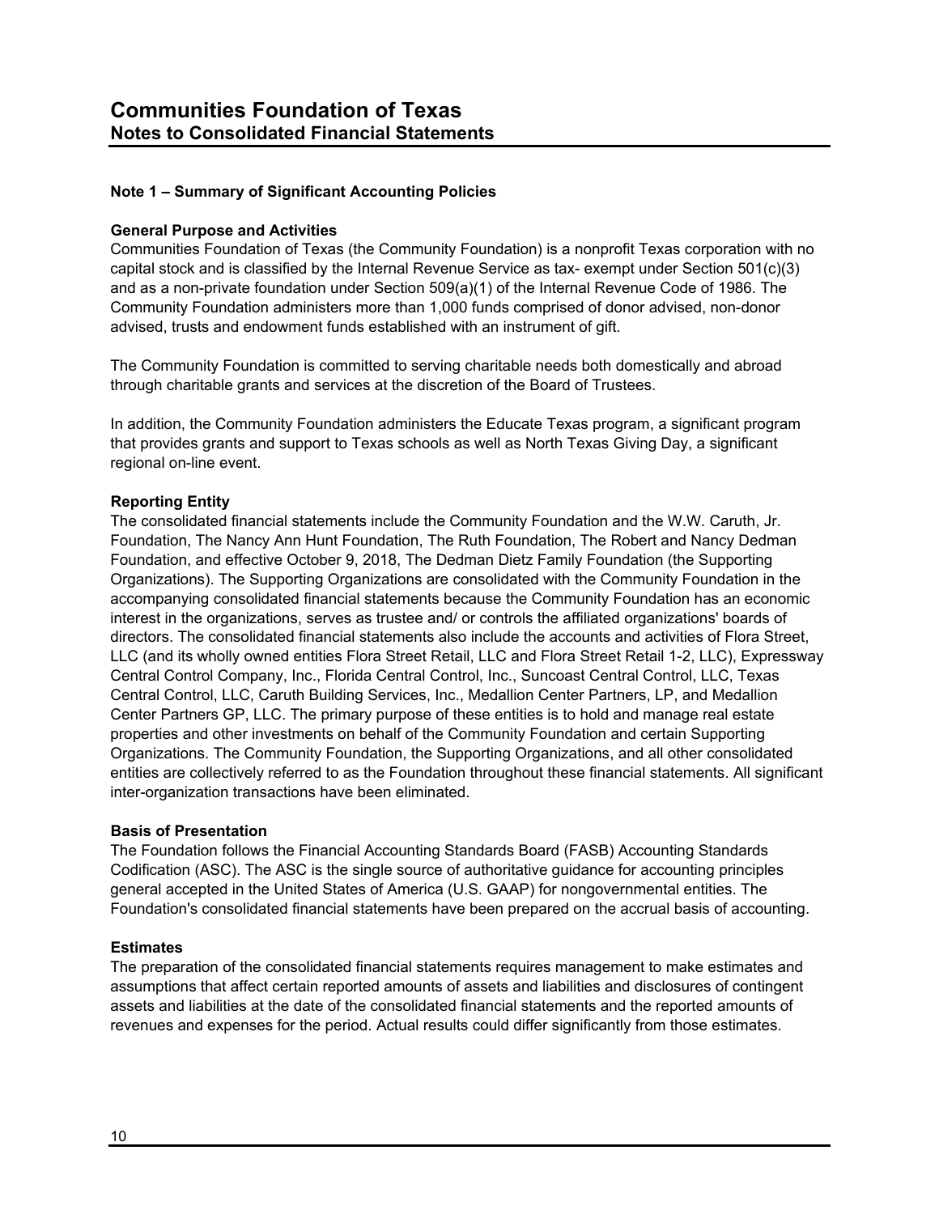# Communities Foundation of Texas
## Notes to Consolidated Financial Statements

### Note 1 – Summary of Significant Accounting Policies

**General Purpose and Activities**

Communities Foundation of Texas (the Community Foundation) is a nonprofit Texas corporation with no capital stock and is classified by the Internal Revenue Service as tax- exempt under Section 501(c)(3) and as a non-private foundation under Section 509(a)(1) of the Internal Revenue Code of 1986. The Community Foundation administers more than 1,000 funds comprised of donor advised, non-donor advised, trusts and endowment funds established with an instrument of gift.

The Community Foundation is committed to serving charitable needs both domestically and abroad through charitable grants and services at the discretion of the Board of Trustees.

In addition, the Community Foundation administers the Educate Texas program, a significant program that provides grants and support to Texas schools as well as North Texas Giving Day, a significant regional on-line event.

**Reporting Entity**

The consolidated financial statements include the Community Foundation and the W.W. Caruth, Jr. Foundation, The Nancy Ann Hunt Foundation, The Ruth Foundation, The Robert and Nancy Dedman Foundation, and effective October 9, 2018, The Dedman Dietz Family Foundation (the Supporting Organizations). The Supporting Organizations are consolidated with the Community Foundation in the accompanying consolidated financial statements because the Community Foundation has an economic interest in the organizations, serves as trustee and/ or controls the affiliated organizations' boards of directors. The consolidated financial statements also include the accounts and activities of Flora Street, LLC (and its wholly owned entities Flora Street Retail, LLC and Flora Street Retail 1-2, LLC), Expressway Central Control Company, Inc., Florida Central Control, Inc., Suncoast Central Control, LLC, Texas Central Control, LLC, Caruth Building Services, Inc., Medallion Center Partners, LP, and Medallion Center Partners GP, LLC. The primary purpose of these entities is to hold and manage real estate properties and other investments on behalf of the Community Foundation and certain Supporting Organizations. The Community Foundation, the Supporting Organizations, and all other consolidated entities are collectively referred to as the Foundation throughout these financial statements. All significant inter-organization transactions have been eliminated.

**Basis of Presentation**

The Foundation follows the Financial Accounting Standards Board (FASB) Accounting Standards Codification (ASC). The ASC is the single source of authoritative guidance for accounting principles general accepted in the United States of America (U.S. GAAP) for nongovernmental entities. The Foundation's consolidated financial statements have been prepared on the accrual basis of accounting.

**Estimates**

The preparation of the consolidated financial statements requires management to make estimates and assumptions that affect certain reported amounts of assets and liabilities and disclosures of contingent assets and liabilities at the date of the consolidated financial statements and the reported amounts of revenues and expenses for the period. Actual results could differ significantly from those estimates.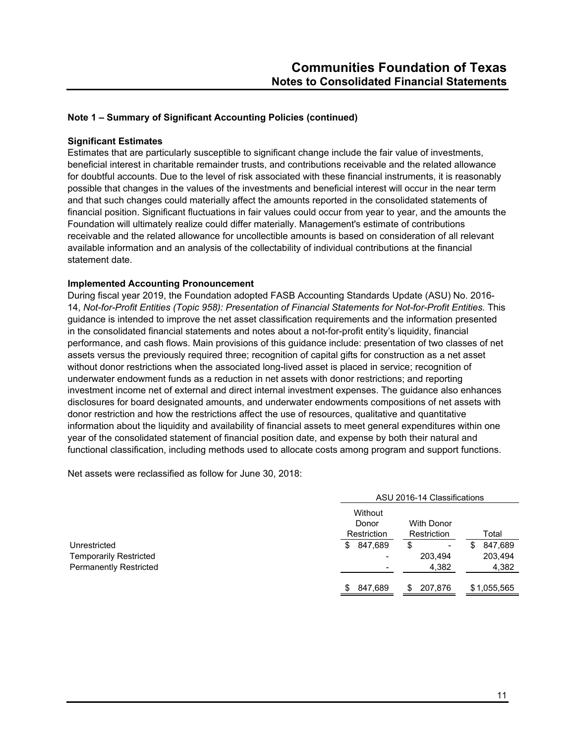### Note 1 – Summary of Significant Accounting Policies (continued)

**Significant Estimates**

Estimates that are particularly susceptible to significant change include the fair value of investments, beneficial interest in charitable remainder trusts, and contributions receivable and the related allowance for doubtful accounts. Due to the level of risk associated with these financial instruments, it is reasonably possible that changes in the values of the investments and beneficial interest will occur in the near term and that such changes could materially affect the amounts reported in the consolidated statements of financial position. Significant fluctuations in fair values could occur from year to year, and the amounts the Foundation will ultimately realize could differ materially. Management's estimate of contributions receivable and the related allowance for uncollectible amounts is based on consideration of all relevant available information and an analysis of the collectability of individual contributions at the financial statement date.

**Implemented Accounting Pronouncement**

During fiscal year 2019, the Foundation adopted FASB Accounting Standards Update (ASU) No. 2016-14, *Not-for-Profit Entities (Topic 958): Presentation of Financial Statements for Not-for-Profit Entities.* This guidance is intended to improve the net asset classification requirements and the information presented in the consolidated financial statements and notes about a not-for-profit entity's liquidity, financial performance, and cash flows. Main provisions of this guidance include: presentation of two classes of net assets versus the previously required three; recognition of capital gifts for construction as a net asset without donor restrictions when the associated long-lived asset is placed in service; recognition of underwater endowment funds as a reduction in net assets with donor restrictions; and reporting investment income net of external and direct internal investment expenses. The guidance also enhances disclosures for board designated amounts, and underwater endowments compositions of net assets with donor restriction and how the restrictions affect the use of resources, qualitative and quantitative information about the liquidity and availability of financial assets to meet general expenditures within one year of the consolidated statement of financial position date, and expense by both their natural and functional classification, including methods used to allocate costs among program and support functions.

Net assets were reclassified as follow for June 30, 2018:

| | ASU 2016-14 Classifications | | |
|---|---|---|---|
| | Without Donor Restriction | With Donor Restriction | Total |
| Unrestricted | $ 847,689 | $ - | $ 847,689 |
| Temporarily Restricted | - | 203,494 | 203,494 |
| Permanently Restricted | - | 4,382 | 4,382 |
| | $ 847,689 | $ 207,876 | $ 1,055,565 |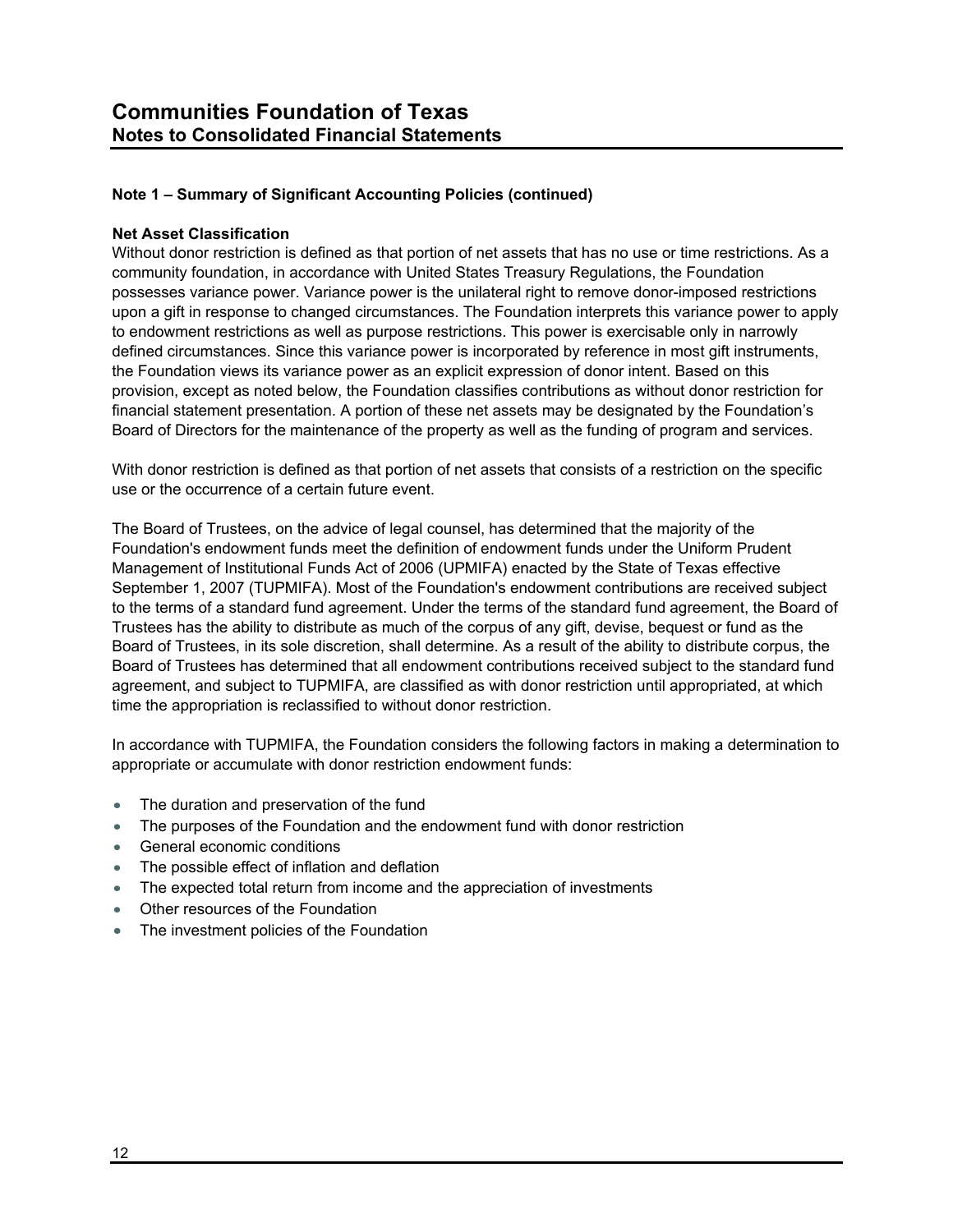## Note 1 – Summary of Significant Accounting Policies (continued)

### Net Asset Classification

Without donor restriction is defined as that portion of net assets that has no use or time restrictions. As a community foundation, in accordance with United States Treasury Regulations, the Foundation possesses variance power. Variance power is the unilateral right to remove donor-imposed restrictions upon a gift in response to changed circumstances. The Foundation interprets this variance power to apply to endowment restrictions as well as purpose restrictions. This power is exercisable only in narrowly defined circumstances. Since this variance power is incorporated by reference in most gift instruments, the Foundation views its variance power as an explicit expression of donor intent. Based on this provision, except as noted below, the Foundation classifies contributions as without donor restriction for financial statement presentation. A portion of these net assets may be designated by the Foundation's Board of Directors for the maintenance of the property as well as the funding of program and services.

With donor restriction is defined as that portion of net assets that consists of a restriction on the specific use or the occurrence of a certain future event.

The Board of Trustees, on the advice of legal counsel, has determined that the majority of the Foundation's endowment funds meet the definition of endowment funds under the Uniform Prudent Management of Institutional Funds Act of 2006 (UPMIFA) enacted by the State of Texas effective September 1, 2007 (TUPMIFA). Most of the Foundation's endowment contributions are received subject to the terms of a standard fund agreement. Under the terms of the standard fund agreement, the Board of Trustees has the ability to distribute as much of the corpus of any gift, devise, bequest or fund as the Board of Trustees, in its sole discretion, shall determine. As a result of the ability to distribute corpus, the Board of Trustees has determined that all endowment contributions received subject to the standard fund agreement, and subject to TUPMIFA, are classified as with donor restriction until appropriated, at which time the appropriation is reclassified to without donor restriction.

In accordance with TUPMIFA, the Foundation considers the following factors in making a determination to appropriate or accumulate with donor restriction endowment funds:

- The duration and preservation of the fund
- The purposes of the Foundation and the endowment fund with donor restriction
- General economic conditions
- The possible effect of inflation and deflation
- The expected total return from income and the appreciation of investments
- Other resources of the Foundation
- The investment policies of the Foundation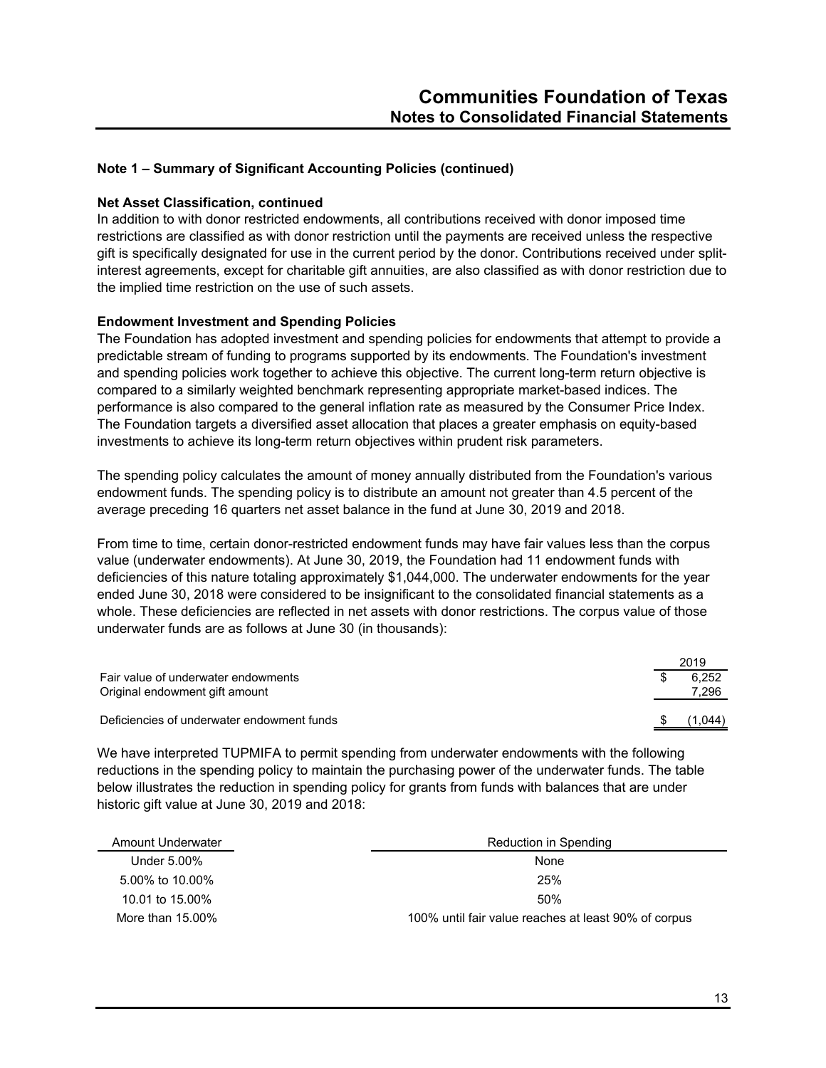## Note 1 – Summary of Significant Accounting Policies (continued)

**Net Asset Classification, continued**

In addition to with donor restricted endowments, all contributions received with donor imposed time restrictions are classified as with donor restriction until the payments are received unless the respective gift is specifically designated for use in the current period by the donor. Contributions received under split-interest agreements, except for charitable gift annuities, are also classified as with donor restriction due to the implied time restriction on the use of such assets.

**Endowment Investment and Spending Policies**

The Foundation has adopted investment and spending policies for endowments that attempt to provide a predictable stream of funding to programs supported by its endowments. The Foundation's investment and spending policies work together to achieve this objective. The current long-term return objective is compared to a similarly weighted benchmark representing appropriate market-based indices. The performance is also compared to the general inflation rate as measured by the Consumer Price Index. The Foundation targets a diversified asset allocation that places a greater emphasis on equity-based investments to achieve its long-term return objectives within prudent risk parameters.

The spending policy calculates the amount of money annually distributed from the Foundation's various endowment funds. The spending policy is to distribute an amount not greater than 4.5 percent of the average preceding 16 quarters net asset balance in the fund at June 30, 2019 and 2018.

From time to time, certain donor-restricted endowment funds may have fair values less than the corpus value (underwater endowments). At June 30, 2019, the Foundation had 11 endowment funds with deficiencies of this nature totaling approximately $1,044,000. The underwater endowments for the year ended June 30, 2018 were considered to be insignificant to the consolidated financial statements as a whole. These deficiencies are reflected in net assets with donor restrictions. The corpus value of those underwater funds are as follows at June 30 (in thousands):

| | 2019 |
|---|---|
| Fair value of underwater endowments | $ 6,252 |
| Original endowment gift amount | 7,296 |
| Deficiencies of underwater endowment funds | $ (1,044) |

We have interpreted TUPMIFA to permit spending from underwater endowments with the following reductions in the spending policy to maintain the purchasing power of the underwater funds. The table below illustrates the reduction in spending policy for grants from funds with balances that are under historic gift value at June 30, 2019 and 2018:

| Amount Underwater | Reduction in Spending |
|---|---|
| Under 5.00% | None |
| 5.00% to 10.00% | 25% |
| 10.01 to 15.00% | 50% |
| More than 15.00% | 100% until fair value reaches at least 90% of corpus |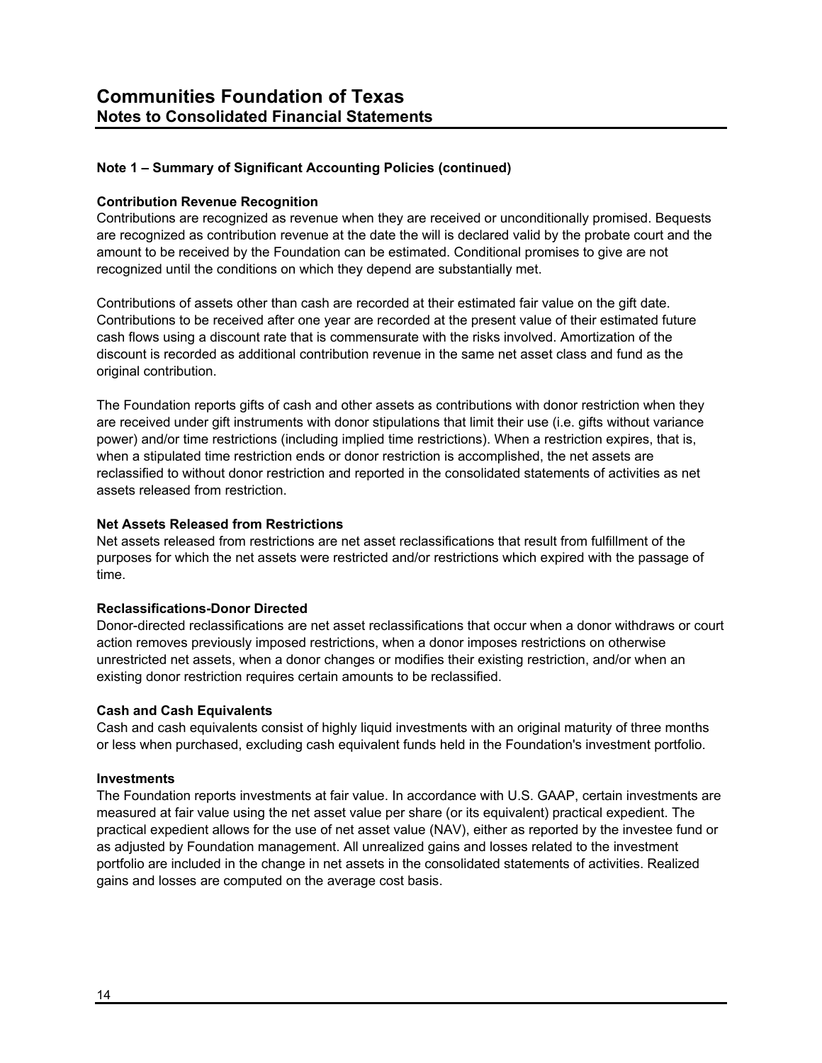## Note 1 – Summary of Significant Accounting Policies (continued)

### Contribution Revenue Recognition

Contributions are recognized as revenue when they are received or unconditionally promised. Bequests are recognized as contribution revenue at the date the will is declared valid by the probate court and the amount to be received by the Foundation can be estimated. Conditional promises to give are not recognized until the conditions on which they depend are substantially met.

Contributions of assets other than cash are recorded at their estimated fair value on the gift date. Contributions to be received after one year are recorded at the present value of their estimated future cash flows using a discount rate that is commensurate with the risks involved. Amortization of the discount is recorded as additional contribution revenue in the same net asset class and fund as the original contribution.

The Foundation reports gifts of cash and other assets as contributions with donor restriction when they are received under gift instruments with donor stipulations that limit their use (i.e. gifts without variance power) and/or time restrictions (including implied time restrictions). When a restriction expires, that is, when a stipulated time restriction ends or donor restriction is accomplished, the net assets are reclassified to without donor restriction and reported in the consolidated statements of activities as net assets released from restriction.

### Net Assets Released from Restrictions

Net assets released from restrictions are net asset reclassifications that result from fulfillment of the purposes for which the net assets were restricted and/or restrictions which expired with the passage of time.

### Reclassifications-Donor Directed

Donor-directed reclassifications are net asset reclassifications that occur when a donor withdraws or court action removes previously imposed restrictions, when a donor imposes restrictions on otherwise unrestricted net assets, when a donor changes or modifies their existing restriction, and/or when an existing donor restriction requires certain amounts to be reclassified.

### Cash and Cash Equivalents

Cash and cash equivalents consist of highly liquid investments with an original maturity of three months or less when purchased, excluding cash equivalent funds held in the Foundation's investment portfolio.

### Investments

The Foundation reports investments at fair value. In accordance with U.S. GAAP, certain investments are measured at fair value using the net asset value per share (or its equivalent) practical expedient. The practical expedient allows for the use of net asset value (NAV), either as reported by the investee fund or as adjusted by Foundation management. All unrealized gains and losses related to the investment portfolio are included in the change in net assets in the consolidated statements of activities. Realized gains and losses are computed on the average cost basis.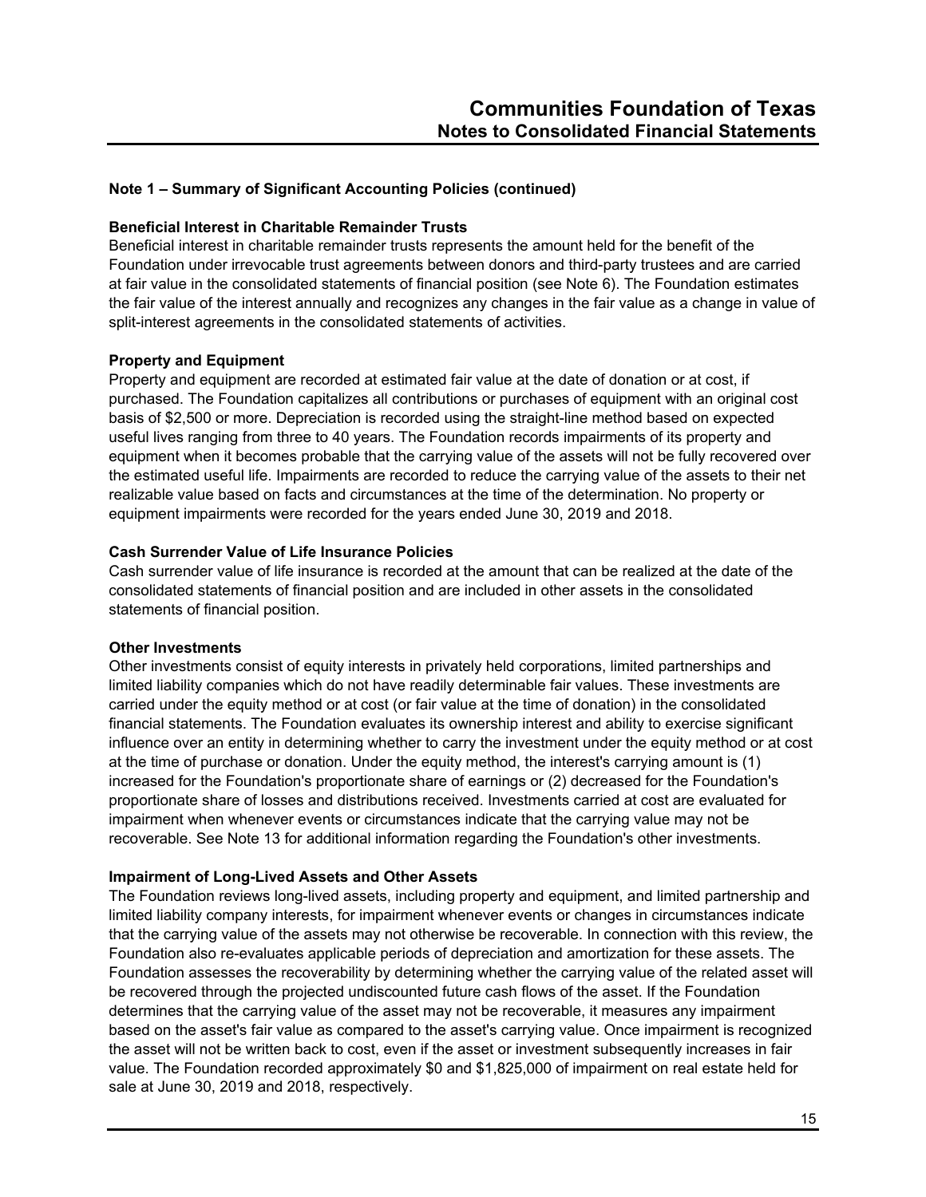### Note 1 – Summary of Significant Accounting Policies (continued)

**Beneficial Interest in Charitable Remainder Trusts**
Beneficial interest in charitable remainder trusts represents the amount held for the benefit of the Foundation under irrevocable trust agreements between donors and third-party trustees and are carried at fair value in the consolidated statements of financial position (see Note 6). The Foundation estimates the fair value of the interest annually and recognizes any changes in the fair value as a change in value of split-interest agreements in the consolidated statements of activities.

**Property and Equipment**
Property and equipment are recorded at estimated fair value at the date of donation or at cost, if purchased. The Foundation capitalizes all contributions or purchases of equipment with an original cost basis of $2,500 or more. Depreciation is recorded using the straight-line method based on expected useful lives ranging from three to 40 years. The Foundation records impairments of its property and equipment when it becomes probable that the carrying value of the assets will not be fully recovered over the estimated useful life. Impairments are recorded to reduce the carrying value of the assets to their net realizable value based on facts and circumstances at the time of the determination. No property or equipment impairments were recorded for the years ended June 30, 2019 and 2018.

**Cash Surrender Value of Life Insurance Policies**
Cash surrender value of life insurance is recorded at the amount that can be realized at the date of the consolidated statements of financial position and are included in other assets in the consolidated statements of financial position.

**Other Investments**
Other investments consist of equity interests in privately held corporations, limited partnerships and limited liability companies which do not have readily determinable fair values. These investments are carried under the equity method or at cost (or fair value at the time of donation) in the consolidated financial statements. The Foundation evaluates its ownership interest and ability to exercise significant influence over an entity in determining whether to carry the investment under the equity method or at cost at the time of purchase or donation. Under the equity method, the interest's carrying amount is (1) increased for the Foundation's proportionate share of earnings or (2) decreased for the Foundation's proportionate share of losses and distributions received. Investments carried at cost are evaluated for impairment when whenever events or circumstances indicate that the carrying value may not be recoverable. See Note 13 for additional information regarding the Foundation's other investments.

**Impairment of Long-Lived Assets and Other Assets**
The Foundation reviews long-lived assets, including property and equipment, and limited partnership and limited liability company interests, for impairment whenever events or changes in circumstances indicate that the carrying value of the assets may not otherwise be recoverable. In connection with this review, the Foundation also re-evaluates applicable periods of depreciation and amortization for these assets. The Foundation assesses the recoverability by determining whether the carrying value of the related asset will be recovered through the projected undiscounted future cash flows of the asset. If the Foundation determines that the carrying value of the asset may not be recoverable, it measures any impairment based on the asset's fair value as compared to the asset's carrying value. Once impairment is recognized the asset will not be written back to cost, even if the asset or investment subsequently increases in fair value. The Foundation recorded approximately $0 and $1,825,000 of impairment on real estate held for sale at June 30, 2019 and 2018, respectively.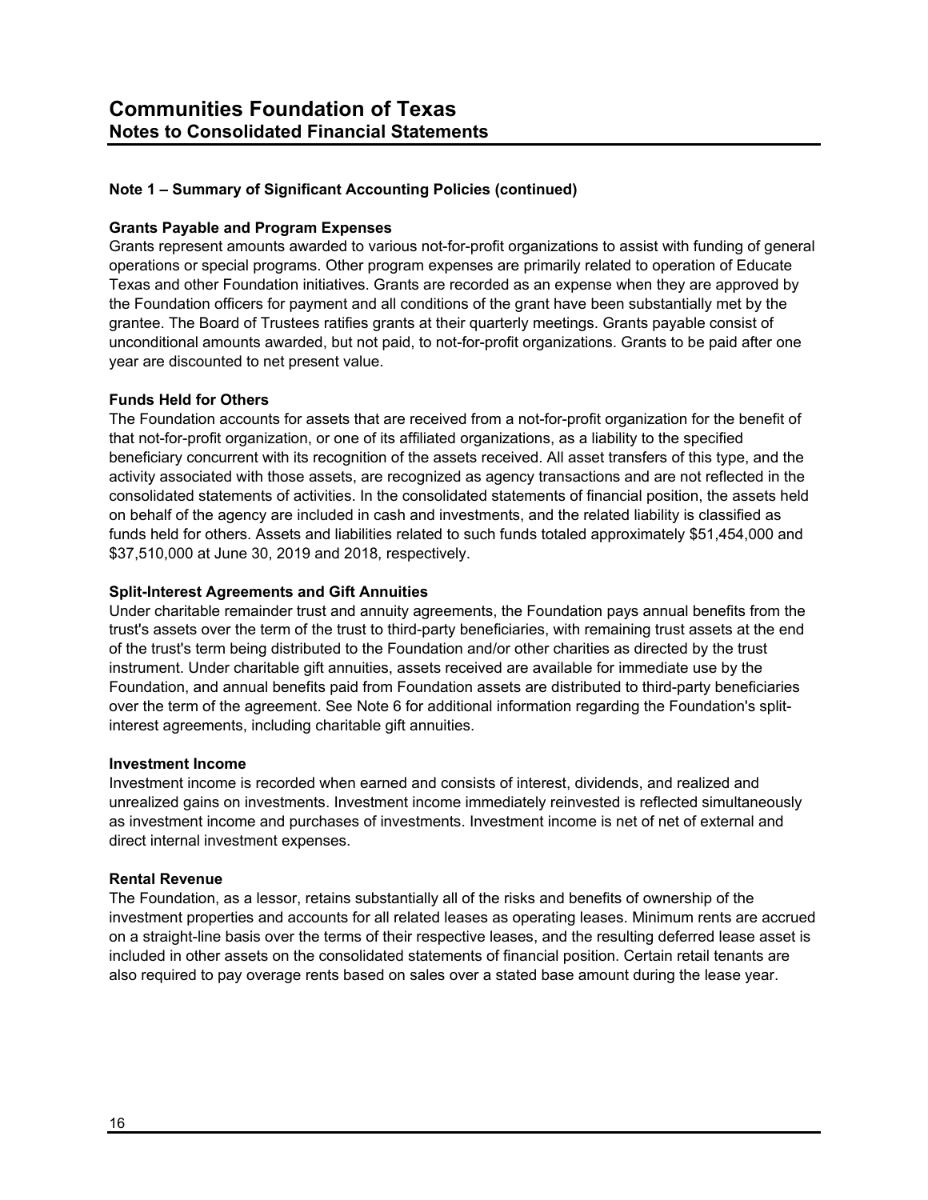## Note 1 – Summary of Significant Accounting Policies (continued)

### Grants Payable and Program Expenses

Grants represent amounts awarded to various not-for-profit organizations to assist with funding of general operations or special programs. Other program expenses are primarily related to operation of Educate Texas and other Foundation initiatives. Grants are recorded as an expense when they are approved by the Foundation officers for payment and all conditions of the grant have been substantially met by the grantee. The Board of Trustees ratifies grants at their quarterly meetings. Grants payable consist of unconditional amounts awarded, but not paid, to not-for-profit organizations. Grants to be paid after one year are discounted to net present value.

### Funds Held for Others

The Foundation accounts for assets that are received from a not-for-profit organization for the benefit of that not-for-profit organization, or one of its affiliated organizations, as a liability to the specified beneficiary concurrent with its recognition of the assets received. All asset transfers of this type, and the activity associated with those assets, are recognized as agency transactions and are not reflected in the consolidated statements of activities. In the consolidated statements of financial position, the assets held on behalf of the agency are included in cash and investments, and the related liability is classified as funds held for others. Assets and liabilities related to such funds totaled approximately $51,454,000 and $37,510,000 at June 30, 2019 and 2018, respectively.

### Split-Interest Agreements and Gift Annuities

Under charitable remainder trust and annuity agreements, the Foundation pays annual benefits from the trust's assets over the term of the trust to third-party beneficiaries, with remaining trust assets at the end of the trust's term being distributed to the Foundation and/or other charities as directed by the trust instrument. Under charitable gift annuities, assets received are available for immediate use by the Foundation, and annual benefits paid from Foundation assets are distributed to third-party beneficiaries over the term of the agreement. See Note 6 for additional information regarding the Foundation's split-interest agreements, including charitable gift annuities.

### Investment Income

Investment income is recorded when earned and consists of interest, dividends, and realized and unrealized gains on investments. Investment income immediately reinvested is reflected simultaneously as investment income and purchases of investments. Investment income is net of net of external and direct internal investment expenses.

### Rental Revenue

The Foundation, as a lessor, retains substantially all of the risks and benefits of ownership of the investment properties and accounts for all related leases as operating leases. Minimum rents are accrued on a straight-line basis over the terms of their respective leases, and the resulting deferred lease asset is included in other assets on the consolidated statements of financial position. Certain retail tenants are also required to pay overage rents based on sales over a stated base amount during the lease year.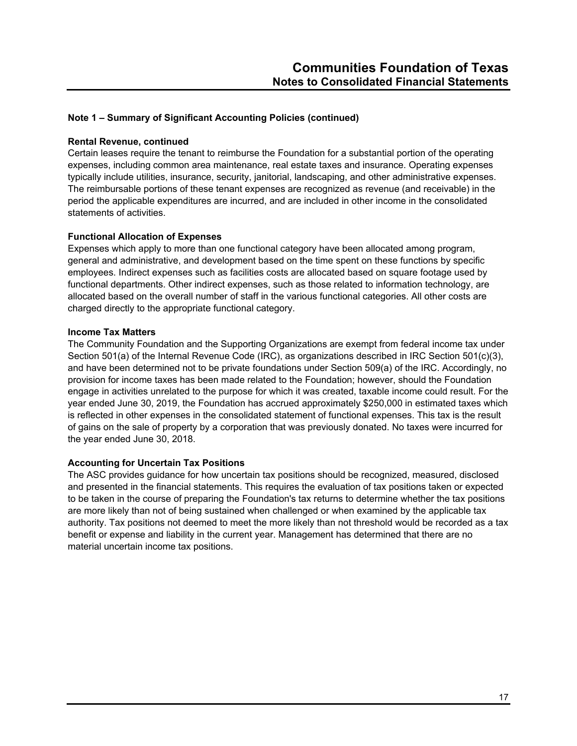## Note 1 – Summary of Significant Accounting Policies (continued)

### Rental Revenue, continued

Certain leases require the tenant to reimburse the Foundation for a substantial portion of the operating expenses, including common area maintenance, real estate taxes and insurance. Operating expenses typically include utilities, insurance, security, janitorial, landscaping, and other administrative expenses. The reimbursable portions of these tenant expenses are recognized as revenue (and receivable) in the period the applicable expenditures are incurred, and are included in other income in the consolidated statements of activities.

### Functional Allocation of Expenses

Expenses which apply to more than one functional category have been allocated among program, general and administrative, and development based on the time spent on these functions by specific employees. Indirect expenses such as facilities costs are allocated based on square footage used by functional departments. Other indirect expenses, such as those related to information technology, are allocated based on the overall number of staff in the various functional categories. All other costs are charged directly to the appropriate functional category.

### Income Tax Matters

The Community Foundation and the Supporting Organizations are exempt from federal income tax under Section 501(a) of the Internal Revenue Code (IRC), as organizations described in IRC Section 501(c)(3), and have been determined not to be private foundations under Section 509(a) of the IRC. Accordingly, no provision for income taxes has been made related to the Foundation; however, should the Foundation engage in activities unrelated to the purpose for which it was created, taxable income could result. For the year ended June 30, 2019, the Foundation has accrued approximately $250,000 in estimated taxes which is reflected in other expenses in the consolidated statement of functional expenses. This tax is the result of gains on the sale of property by a corporation that was previously donated. No taxes were incurred for the year ended June 30, 2018.

### Accounting for Uncertain Tax Positions

The ASC provides guidance for how uncertain tax positions should be recognized, measured, disclosed and presented in the financial statements. This requires the evaluation of tax positions taken or expected to be taken in the course of preparing the Foundation's tax returns to determine whether the tax positions are more likely than not of being sustained when challenged or when examined by the applicable tax authority. Tax positions not deemed to meet the more likely than not threshold would be recorded as a tax benefit or expense and liability in the current year. Management has determined that there are no material uncertain income tax positions.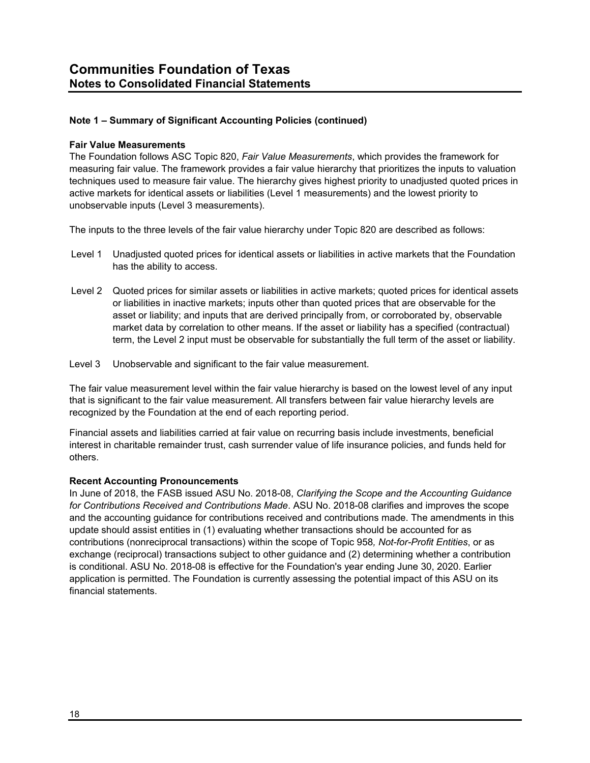## Note 1 – Summary of Significant Accounting Policies (continued)

### Fair Value Measurements

The Foundation follows ASC Topic 820, *Fair Value Measurements*, which provides the framework for measuring fair value. The framework provides a fair value hierarchy that prioritizes the inputs to valuation techniques used to measure fair value. The hierarchy gives highest priority to unadjusted quoted prices in active markets for identical assets or liabilities (Level 1 measurements) and the lowest priority to unobservable inputs (Level 3 measurements).

The inputs to the three levels of the fair value hierarchy under Topic 820 are described as follows:

- Level 1 Unadjusted quoted prices for identical assets or liabilities in active markets that the Foundation has the ability to access.
- Level 2 Quoted prices for similar assets or liabilities in active markets; quoted prices for identical assets or liabilities in inactive markets; inputs other than quoted prices that are observable for the asset or liability; and inputs that are derived principally from, or corroborated by, observable market data by correlation to other means. If the asset or liability has a specified (contractual) term, the Level 2 input must be observable for substantially the full term of the asset or liability.
- Level 3 Unobservable and significant to the fair value measurement.

The fair value measurement level within the fair value hierarchy is based on the lowest level of any input that is significant to the fair value measurement. All transfers between fair value hierarchy levels are recognized by the Foundation at the end of each reporting period.

Financial assets and liabilities carried at fair value on recurring basis include investments, beneficial interest in charitable remainder trust, cash surrender value of life insurance policies, and funds held for others.

### Recent Accounting Pronouncements

In June of 2018, the FASB issued ASU No. 2018-08, *Clarifying the Scope and the Accounting Guidance for Contributions Received and Contributions Made*. ASU No. 2018-08 clarifies and improves the scope and the accounting guidance for contributions received and contributions made. The amendments in this update should assist entities in (1) evaluating whether transactions should be accounted for as contributions (nonreciprocal transactions) within the scope of Topic 958, *Not-for-Profit Entities*, or as exchange (reciprocal) transactions subject to other guidance and (2) determining whether a contribution is conditional. ASU No. 2018-08 is effective for the Foundation's year ending June 30, 2020. Earlier application is permitted. The Foundation is currently assessing the potential impact of this ASU on its financial statements.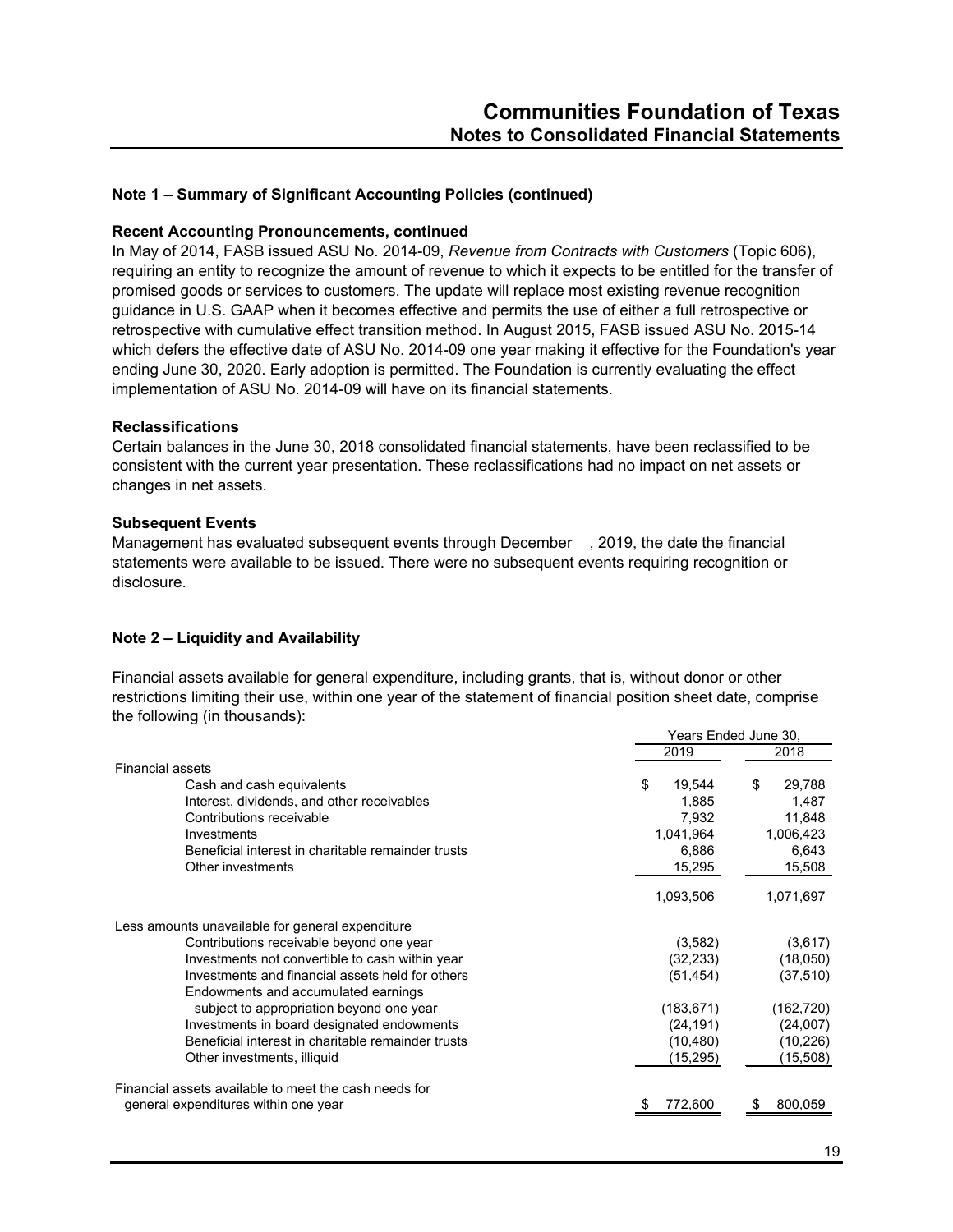## Note 1 – Summary of Significant Accounting Policies (continued)

### Recent Accounting Pronouncements, continued

In May of 2014, FASB issued ASU No. 2014-09, *Revenue from Contracts with Customers* (Topic 606), requiring an entity to recognize the amount of revenue to which it expects to be entitled for the transfer of promised goods or services to customers. The update will replace most existing revenue recognition guidance in U.S. GAAP when it becomes effective and permits the use of either a full retrospective or retrospective with cumulative effect transition method. In August 2015, FASB issued ASU No. 2015-14 which defers the effective date of ASU No. 2014-09 one year making it effective for the Foundation's year ending June 30, 2020. Early adoption is permitted. The Foundation is currently evaluating the effect implementation of ASU No. 2014-09 will have on its financial statements.

### Reclassifications

Certain balances in the June 30, 2018 consolidated financial statements, have been reclassified to be consistent with the current year presentation. These reclassifications had no impact on net assets or changes in net assets.

### Subsequent Events

Management has evaluated subsequent events through December , 2019, the date the financial statements were available to be issued. There were no subsequent events requiring recognition or disclosure.

## Note 2 – Liquidity and Availability

Financial assets available for general expenditure, including grants, that is, without donor or other restrictions limiting their use, within one year of the statement of financial position sheet date, comprise the following (in thousands):

| | Years Ended June 30, | |
|---|---|---|
| | 2019 | 2018 |
| Financial assets | | |
| Cash and cash equivalents | $ 19,544 | $ 29,788 |
| Interest, dividends, and other receivables | 1,885 | 1,487 |
| Contributions receivable | 7,932 | 11,848 |
| Investments | 1,041,964 | 1,006,423 |
| Beneficial interest in charitable remainder trusts | 6,886 | 6,643 |
| Other investments | 15,295 | 15,508 |
| | 1,093,506 | 1,071,697 |
| Less amounts unavailable for general expenditure | | |
| Contributions receivable beyond one year | (3,582) | (3,617) |
| Investments not convertible to cash within year | (32,233) | (18,050) |
| Investments and financial assets held for others | (51,454) | (37,510) |
| Endowments and accumulated earnings subject to appropriation beyond one year | (183,671) | (162,720) |
| Investments in board designated endowments | (24,191) | (24,007) |
| Beneficial interest in charitable remainder trusts | (10,480) | (10,226) |
| Other investments, illiquid | (15,295) | (15,508) |
| Financial assets available to meet the cash needs for general expenditures within one year | $ 772,600 | $ 800,059 |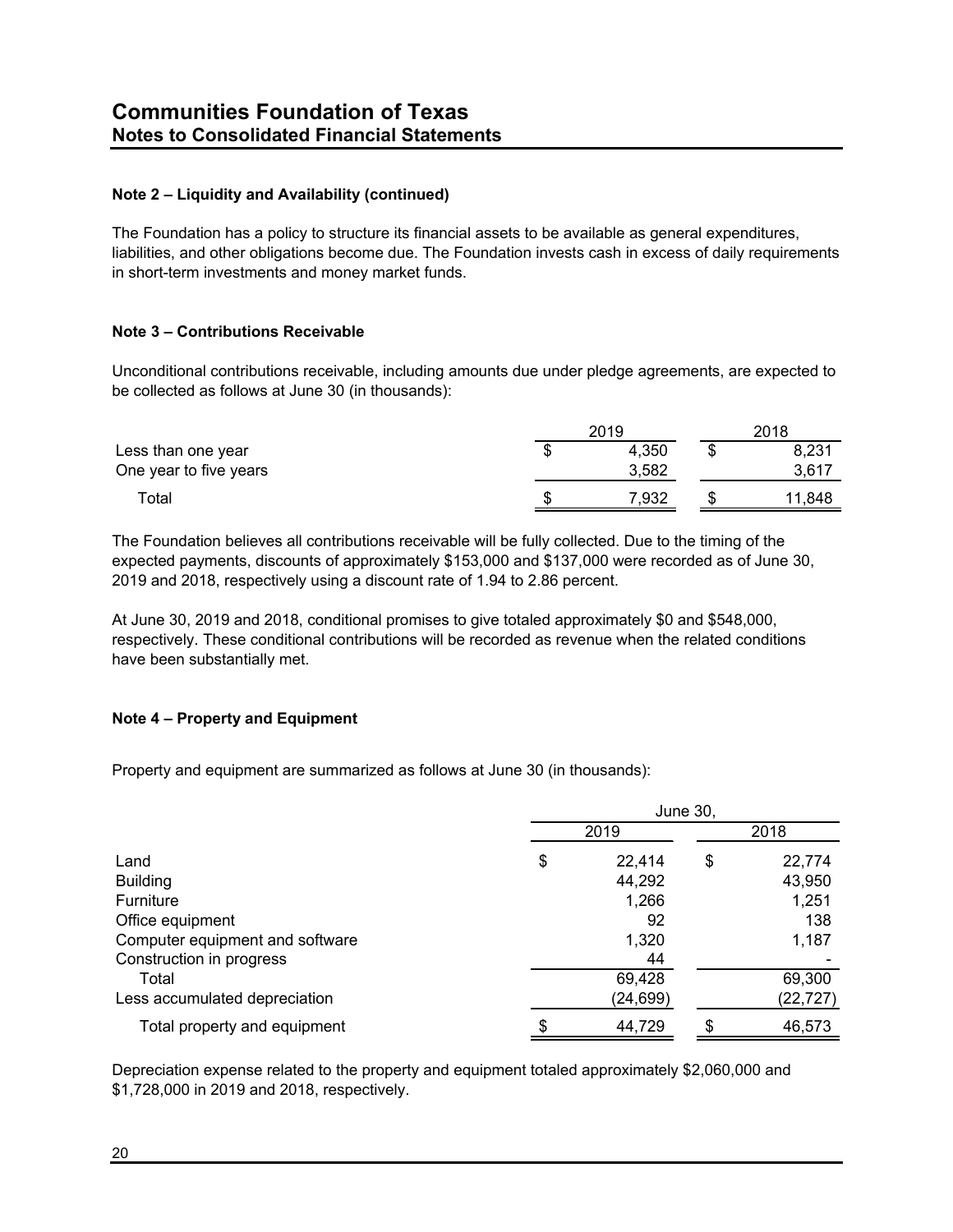# Communities Foundation of Texas
## Notes to Consolidated Financial Statements

### Note 2 – Liquidity and Availability (continued)

The Foundation has a policy to structure its financial assets to be available as general expenditures, liabilities, and other obligations become due. The Foundation invests cash in excess of daily requirements in short-term investments and money market funds.

### Note 3 – Contributions Receivable

Unconditional contributions receivable, including amounts due under pledge agreements, are expected to be collected as follows at June 30 (in thousands):

| | 2019 | 2018 |
|---|---|---|
| Less than one year | $ 4,350 | $ 8,231 |
| One year to five years | 3,582 | 3,617 |
| Total | $ 7,932 | $ 11,848 |

The Foundation believes all contributions receivable will be fully collected. Due to the timing of the expected payments, discounts of approximately $153,000 and $137,000 were recorded as of June 30, 2019 and 2018, respectively using a discount rate of 1.94 to 2.86 percent.

At June 30, 2019 and 2018, conditional promises to give totaled approximately $0 and $548,000, respectively. These conditional contributions will be recorded as revenue when the related conditions have been substantially met.

### Note 4 – Property and Equipment

Property and equipment are summarized as follows at June 30 (in thousands):

| | June 30, | |
|---|---|---|
| | 2019 | 2018 |
| Land | $ 22,414 | $ 22,774 |
| Building | 44,292 | 43,950 |
| Furniture | 1,266 | 1,251 |
| Office equipment | 92 | 138 |
| Computer equipment and software | 1,320 | 1,187 |
| Construction in progress | 44 | - |
| Total | 69,428 | 69,300 |
| Less accumulated depreciation | (24,699) | (22,727) |
| Total property and equipment | $ 44,729 | $ 46,573 |

Depreciation expense related to the property and equipment totaled approximately $2,060,000 and $1,728,000 in 2019 and 2018, respectively.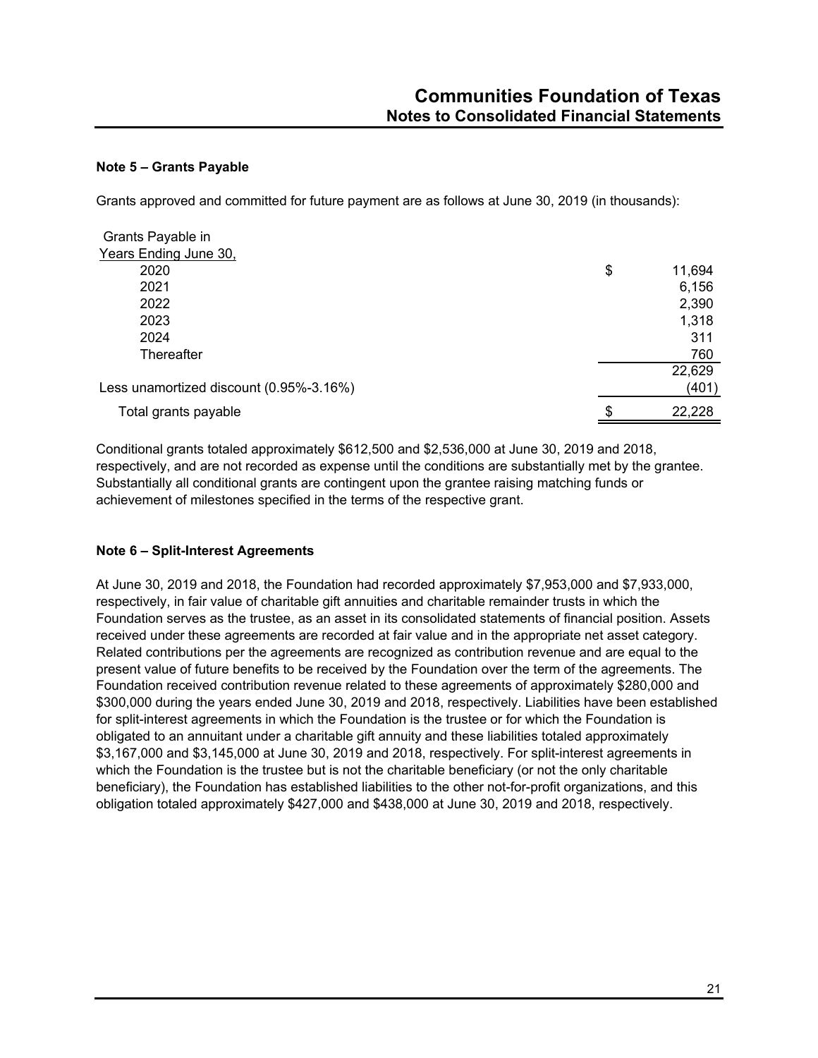### Note 5 – Grants Payable

Grants approved and committed for future payment are as follows at June 30, 2019 (in thousands):

| | | |
|---|---|---|
| Grants Payable in Years Ending June 30, | | |
| 2020 | $ | 11,694 |
| 2021 | | 6,156 |
| 2022 | | 2,390 |
| 2023 | | 1,318 |
| 2024 | | 311 |
| Thereafter | | 760 |
| | | 22,629 |
| Less unamortized discount (0.95%-3.16%) | | (401) |
| Total grants payable | $ | 22,228 |

Conditional grants totaled approximately $612,500 and $2,536,000 at June 30, 2019 and 2018, respectively, and are not recorded as expense until the conditions are substantially met by the grantee. Substantially all conditional grants are contingent upon the grantee raising matching funds or achievement of milestones specified in the terms of the respective grant.

### Note 6 – Split-Interest Agreements

At June 30, 2019 and 2018, the Foundation had recorded approximately $7,953,000 and $7,933,000, respectively, in fair value of charitable gift annuities and charitable remainder trusts in which the Foundation serves as the trustee, as an asset in its consolidated statements of financial position. Assets received under these agreements are recorded at fair value and in the appropriate net asset category. Related contributions per the agreements are recognized as contribution revenue and are equal to the present value of future benefits to be received by the Foundation over the term of the agreements. The Foundation received contribution revenue related to these agreements of approximately $280,000 and $300,000 during the years ended June 30, 2019 and 2018, respectively. Liabilities have been established for split-interest agreements in which the Foundation is the trustee or for which the Foundation is obligated to an annuitant under a charitable gift annuity and these liabilities totaled approximately $3,167,000 and $3,145,000 at June 30, 2019 and 2018, respectively. For split-interest agreements in which the Foundation is the trustee but is not the charitable beneficiary (or not the only charitable beneficiary), the Foundation has established liabilities to the other not-for-profit organizations, and this obligation totaled approximately $427,000 and $438,000 at June 30, 2019 and 2018, respectively.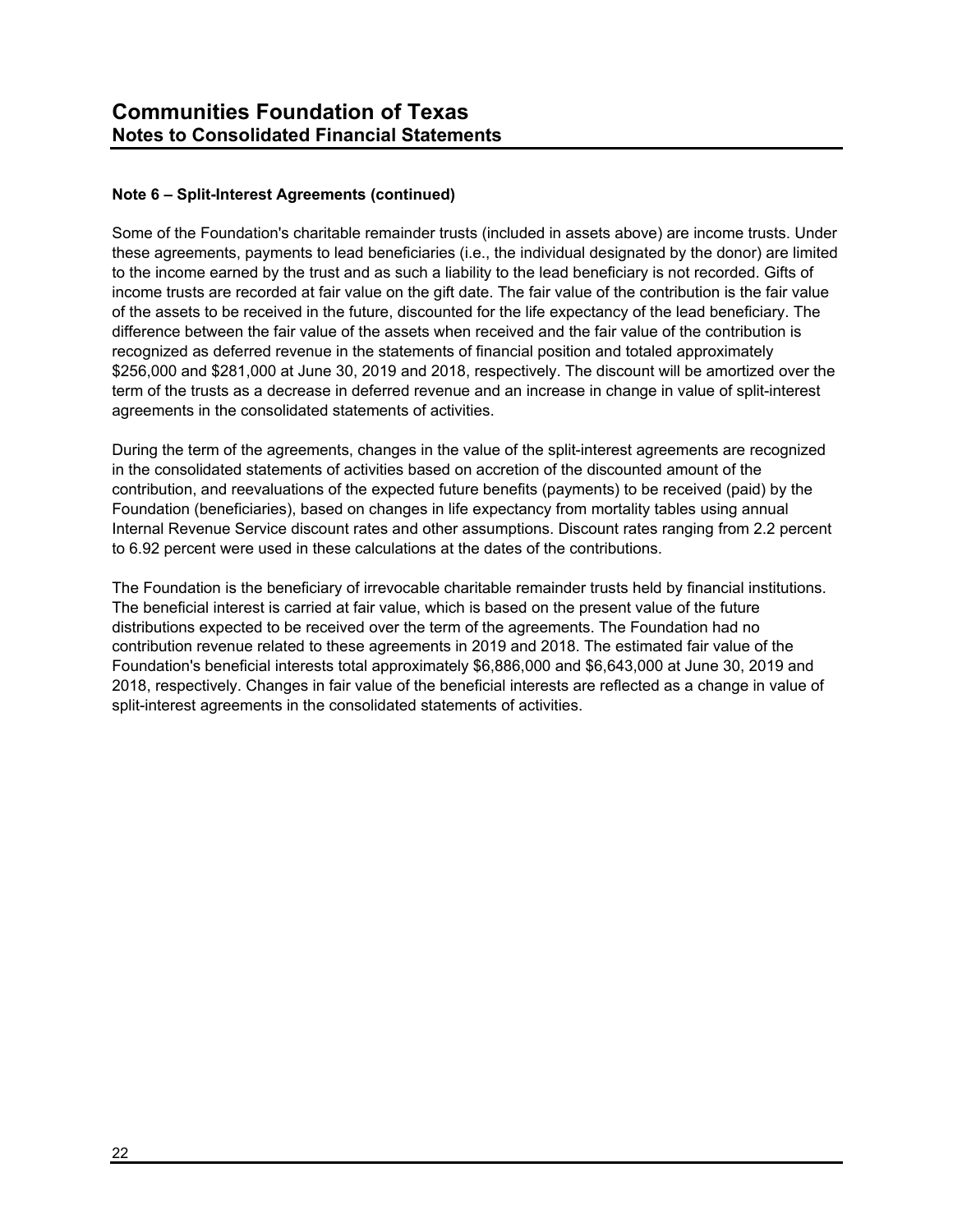### Note 6 – Split-Interest Agreements (continued)

Some of the Foundation's charitable remainder trusts (included in assets above) are income trusts. Under these agreements, payments to lead beneficiaries (i.e., the individual designated by the donor) are limited to the income earned by the trust and as such a liability to the lead beneficiary is not recorded. Gifts of income trusts are recorded at fair value on the gift date. The fair value of the contribution is the fair value of the assets to be received in the future, discounted for the life expectancy of the lead beneficiary. The difference between the fair value of the assets when received and the fair value of the contribution is recognized as deferred revenue in the statements of financial position and totaled approximately $256,000 and $281,000 at June 30, 2019 and 2018, respectively. The discount will be amortized over the term of the trusts as a decrease in deferred revenue and an increase in change in value of split-interest agreements in the consolidated statements of activities.

During the term of the agreements, changes in the value of the split-interest agreements are recognized in the consolidated statements of activities based on accretion of the discounted amount of the contribution, and reevaluations of the expected future benefits (payments) to be received (paid) by the Foundation (beneficiaries), based on changes in life expectancy from mortality tables using annual Internal Revenue Service discount rates and other assumptions. Discount rates ranging from 2.2 percent to 6.92 percent were used in these calculations at the dates of the contributions.

The Foundation is the beneficiary of irrevocable charitable remainder trusts held by financial institutions. The beneficial interest is carried at fair value, which is based on the present value of the future distributions expected to be received over the term of the agreements. The Foundation had no contribution revenue related to these agreements in 2019 and 2018. The estimated fair value of the Foundation's beneficial interests total approximately $6,886,000 and $6,643,000 at June 30, 2019 and 2018, respectively. Changes in fair value of the beneficial interests are reflected as a change in value of split-interest agreements in the consolidated statements of activities.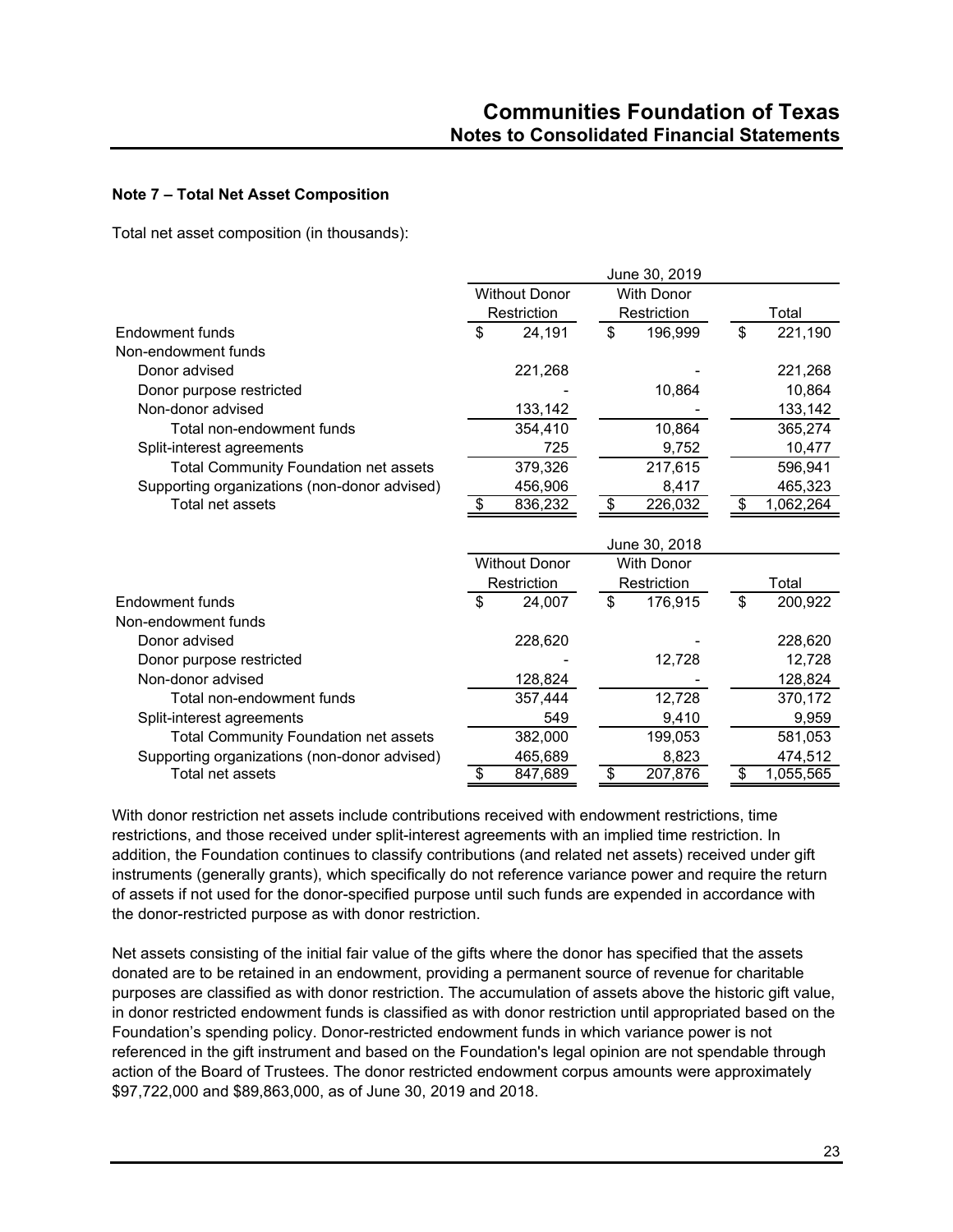### Note 7 – Total Net Asset Composition

Total net asset composition (in thousands):

| | June 30, 2019 | | |
|---|---|---|---|
| | Without Donor Restriction | With Donor Restriction | Total |
| Endowment funds | $ 24,191 | $ 196,999 | $ 221,190 |
| Non-endowment funds | | | |
| Donor advised | 221,268 | - | 221,268 |
| Donor purpose restricted | - | 10,864 | 10,864 |
| Non-donor advised | 133,142 | - | 133,142 |
| Total non-endowment funds | 354,410 | 10,864 | 365,274 |
| Split-interest agreements | 725 | 9,752 | 10,477 |
| Total Community Foundation net assets | 379,326 | 217,615 | 596,941 |
| Supporting organizations (non-donor advised) | 456,906 | 8,417 | 465,323 |
| Total net assets | $ 836,232 | $ 226,032 | $ 1,062,264 |

| | June 30, 2018 | | |
|---|---|---|---|
| | Without Donor Restriction | With Donor Restriction | Total |
| Endowment funds | $ 24,007 | $ 176,915 | $ 200,922 |
| Non-endowment funds | | | |
| Donor advised | 228,620 | - | 228,620 |
| Donor purpose restricted | - | 12,728 | 12,728 |
| Non-donor advised | 128,824 | - | 128,824 |
| Total non-endowment funds | 357,444 | 12,728 | 370,172 |
| Split-interest agreements | 549 | 9,410 | 9,959 |
| Total Community Foundation net assets | 382,000 | 199,053 | 581,053 |
| Supporting organizations (non-donor advised) | 465,689 | 8,823 | 474,512 |
| Total net assets | $ 847,689 | $ 207,876 | $ 1,055,565 |

With donor restriction net assets include contributions received with endowment restrictions, time restrictions, and those received under split-interest agreements with an implied time restriction. In addition, the Foundation continues to classify contributions (and related net assets) received under gift instruments (generally grants), which specifically do not reference variance power and require the return of assets if not used for the donor-specified purpose until such funds are expended in accordance with the donor-restricted purpose as with donor restriction.

Net assets consisting of the initial fair value of the gifts where the donor has specified that the assets donated are to be retained in an endowment, providing a permanent source of revenue for charitable purposes are classified as with donor restriction. The accumulation of assets above the historic gift value, in donor restricted endowment funds is classified as with donor restriction until appropriated based on the Foundation's spending policy. Donor-restricted endowment funds in which variance power is not referenced in the gift instrument and based on the Foundation's legal opinion are not spendable through action of the Board of Trustees. The donor restricted endowment corpus amounts were approximately $97,722,000 and $89,863,000, as of June 30, 2019 and 2018.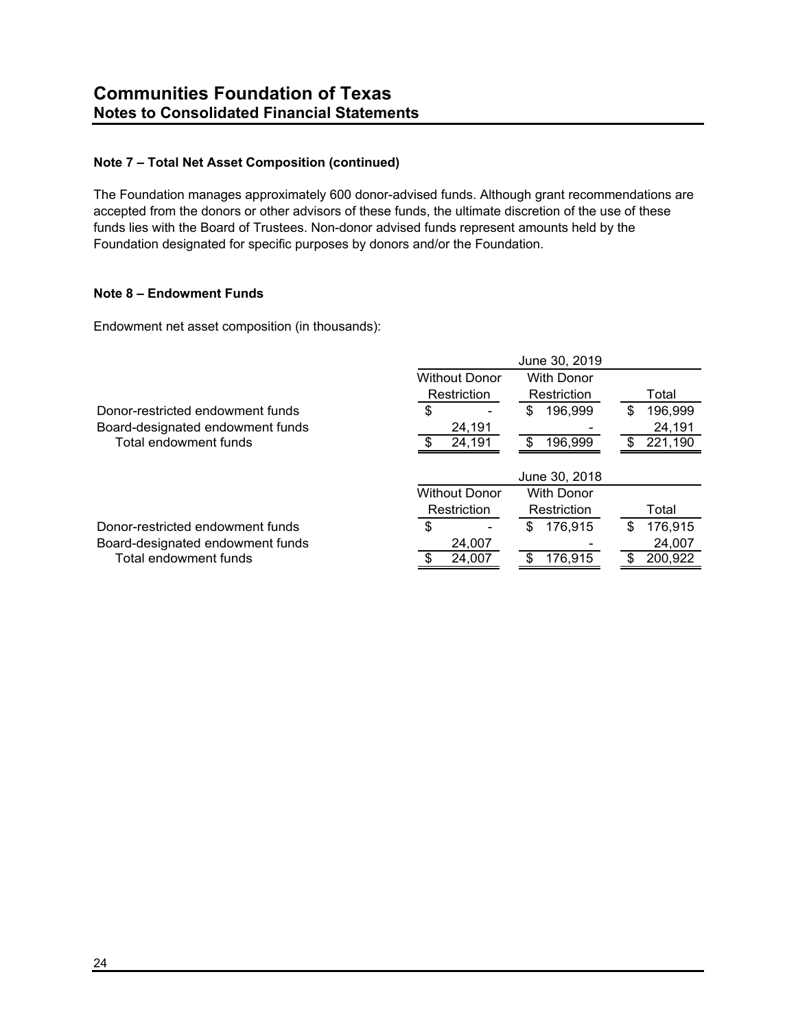## Communities Foundation of Texas
### Notes to Consolidated Financial Statements

**Note 7 – Total Net Asset Composition (continued)**

The Foundation manages approximately 600 donor-advised funds. Although grant recommendations are accepted from the donors or other advisors of these funds, the ultimate discretion of the use of these funds lies with the Board of Trustees. Non-donor advised funds represent amounts held by the Foundation designated for specific purposes by donors and/or the Foundation.

**Note 8 – Endowment Funds**

Endowment net asset composition (in thousands):

| | June 30, 2019 | | |
|---|---|---|---|
| | Without Donor Restriction | With Donor Restriction | Total |
| Donor-restricted endowment funds | $ - | $ 196,999 | $ 196,999 |
| Board-designated endowment funds | 24,191 | - | 24,191 |
| Total endowment funds | $ 24,191 | $ 196,999 | $ 221,190 |

| | June 30, 2018 | | |
|---|---|---|---|
| | Without Donor Restriction | With Donor Restriction | Total |
| Donor-restricted endowment funds | $ - | $ 176,915 | $ 176,915 |
| Board-designated endowment funds | 24,007 | - | 24,007 |
| Total endowment funds | $ 24,007 | $ 176,915 | $ 200,922 |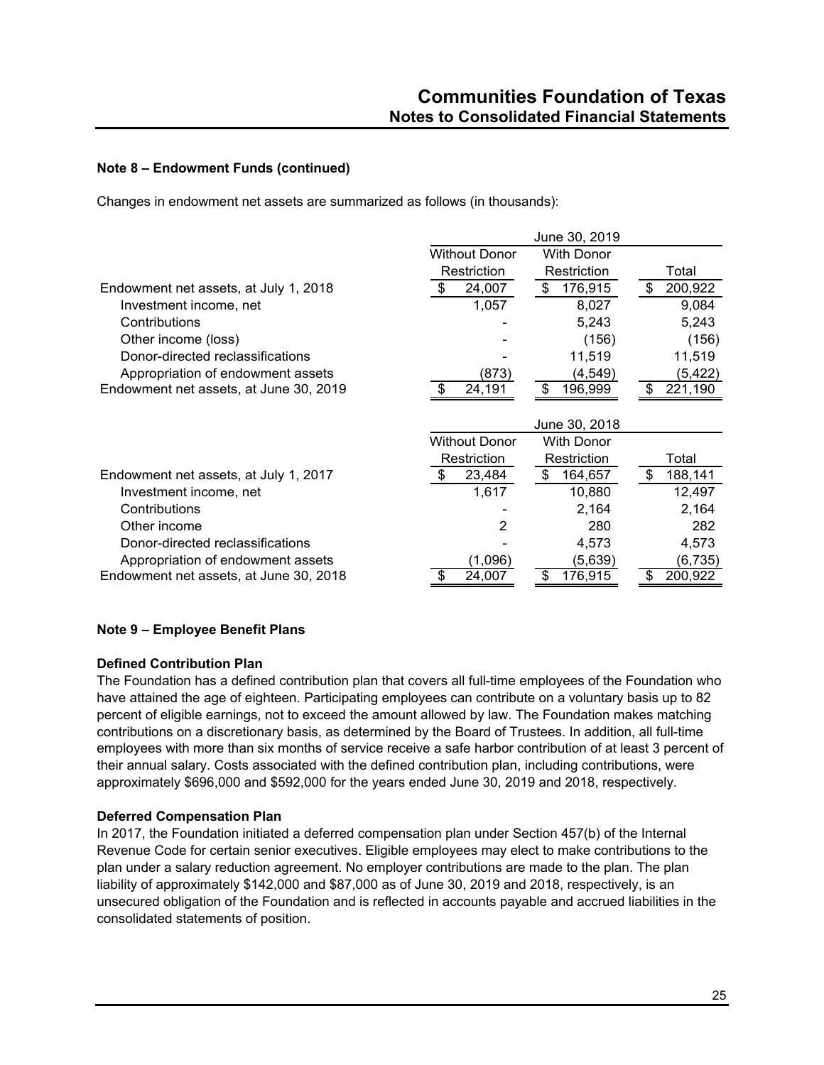**Note 8 – Endowment Funds (continued)**

Changes in endowment net assets are summarized as follows (in thousands):

| | June 30, 2019 | | |
|---|---|---|---|
| | Without Donor Restriction | With Donor Restriction | Total |
| Endowment net assets, at July 1, 2018 | $ 24,007 | $ 176,915 | $ 200,922 |
| Investment income, net | 1,057 | 8,027 | 9,084 |
| Contributions | - | 5,243 | 5,243 |
| Other income (loss) | - | (156) | (156) |
| Donor-directed reclassifications | - | 11,519 | 11,519 |
| Appropriation of endowment assets | (873) | (4,549) | (5,422) |
| Endowment net assets, at June 30, 2019 | $ 24,191 | $ 196,999 | $ 221,190 |

| | June 30, 2018 | | |
|---|---|---|---|
| | Without Donor Restriction | With Donor Restriction | Total |
| Endowment net assets, at July 1, 2017 | $ 23,484 | $ 164,657 | $ 188,141 |
| Investment income, net | 1,617 | 10,880 | 12,497 |
| Contributions | - | 2,164 | 2,164 |
| Other income | 2 | 280 | 282 |
| Donor-directed reclassifications | - | 4,573 | 4,573 |
| Appropriation of endowment assets | (1,096) | (5,639) | (6,735) |
| Endowment net assets, at June 30, 2018 | $ 24,007 | $ 176,915 | $ 200,922 |

**Note 9 – Employee Benefit Plans**

**Defined Contribution Plan**

The Foundation has a defined contribution plan that covers all full-time employees of the Foundation who have attained the age of eighteen. Participating employees can contribute on a voluntary basis up to 82 percent of eligible earnings, not to exceed the amount allowed by law. The Foundation makes matching contributions on a discretionary basis, as determined by the Board of Trustees. In addition, all full-time employees with more than six months of service receive a safe harbor contribution of at least 3 percent of their annual salary. Costs associated with the defined contribution plan, including contributions, were approximately $696,000 and $592,000 for the years ended June 30, 2019 and 2018, respectively.

**Deferred Compensation Plan**

In 2017, the Foundation initiated a deferred compensation plan under Section 457(b) of the Internal Revenue Code for certain senior executives. Eligible employees may elect to make contributions to the plan under a salary reduction agreement. No employer contributions are made to the plan. The plan liability of approximately $142,000 and $87,000 as of June 30, 2019 and 2018, respectively, is an unsecured obligation of the Foundation and is reflected in accounts payable and accrued liabilities in the consolidated statements of position.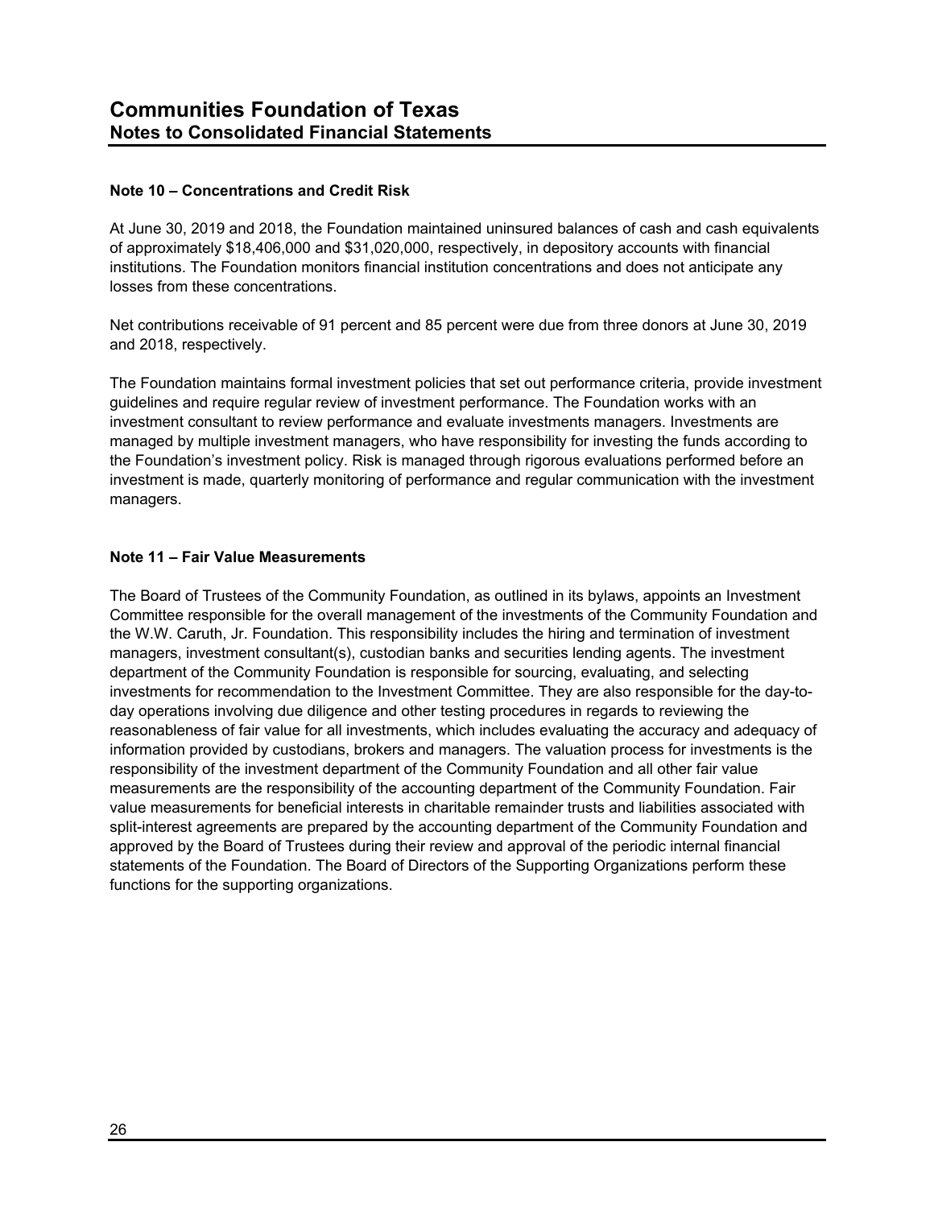#### Note 10 – Concentrations and Credit Risk

At June 30, 2019 and 2018, the Foundation maintained uninsured balances of cash and cash equivalents of approximately $18,406,000 and $31,020,000, respectively, in depository accounts with financial institutions. The Foundation monitors financial institution concentrations and does not anticipate any losses from these concentrations.

Net contributions receivable of 91 percent and 85 percent were due from three donors at June 30, 2019 and 2018, respectively.

The Foundation maintains formal investment policies that set out performance criteria, provide investment guidelines and require regular review of investment performance. The Foundation works with an investment consultant to review performance and evaluate investments managers. Investments are managed by multiple investment managers, who have responsibility for investing the funds according to the Foundation's investment policy. Risk is managed through rigorous evaluations performed before an investment is made, quarterly monitoring of performance and regular communication with the investment managers.

#### Note 11 – Fair Value Measurements

The Board of Trustees of the Community Foundation, as outlined in its bylaws, appoints an Investment Committee responsible for the overall management of the investments of the Community Foundation and the W.W. Caruth, Jr. Foundation. This responsibility includes the hiring and termination of investment managers, investment consultant(s), custodian banks and securities lending agents. The investment department of the Community Foundation is responsible for sourcing, evaluating, and selecting investments for recommendation to the Investment Committee. They are also responsible for the day-to-day operations involving due diligence and other testing procedures in regards to reviewing the reasonableness of fair value for all investments, which includes evaluating the accuracy and adequacy of information provided by custodians, brokers and managers. The valuation process for investments is the responsibility of the investment department of the Community Foundation and all other fair value measurements are the responsibility of the accounting department of the Community Foundation. Fair value measurements for beneficial interests in charitable remainder trusts and liabilities associated with split-interest agreements are prepared by the accounting department of the Community Foundation and approved by the Board of Trustees during their review and approval of the periodic internal financial statements of the Foundation. The Board of Directors of the Supporting Organizations perform these functions for the supporting organizations.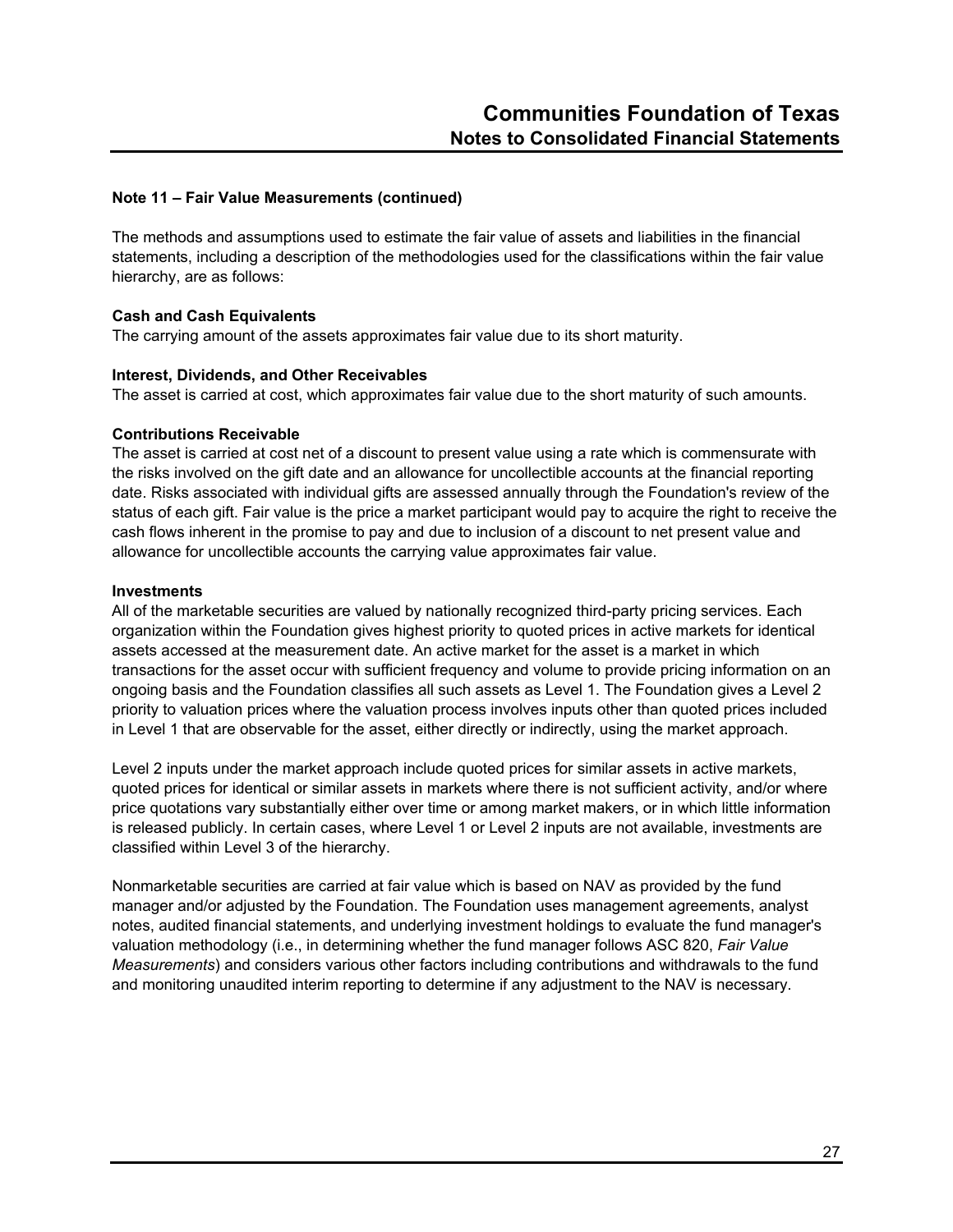## Note 11 – Fair Value Measurements (continued)

The methods and assumptions used to estimate the fair value of assets and liabilities in the financial statements, including a description of the methodologies used for the classifications within the fair value hierarchy, are as follows:

### Cash and Cash Equivalents

The carrying amount of the assets approximates fair value due to its short maturity.

### Interest, Dividends, and Other Receivables

The asset is carried at cost, which approximates fair value due to the short maturity of such amounts.

### Contributions Receivable

The asset is carried at cost net of a discount to present value using a rate which is commensurate with the risks involved on the gift date and an allowance for uncollectible accounts at the financial reporting date. Risks associated with individual gifts are assessed annually through the Foundation's review of the status of each gift. Fair value is the price a market participant would pay to acquire the right to receive the cash flows inherent in the promise to pay and due to inclusion of a discount to net present value and allowance for uncollectible accounts the carrying value approximates fair value.

### Investments

All of the marketable securities are valued by nationally recognized third-party pricing services. Each organization within the Foundation gives highest priority to quoted prices in active markets for identical assets accessed at the measurement date. An active market for the asset is a market in which transactions for the asset occur with sufficient frequency and volume to provide pricing information on an ongoing basis and the Foundation classifies all such assets as Level 1. The Foundation gives a Level 2 priority to valuation prices where the valuation process involves inputs other than quoted prices included in Level 1 that are observable for the asset, either directly or indirectly, using the market approach.

Level 2 inputs under the market approach include quoted prices for similar assets in active markets, quoted prices for identical or similar assets in markets where there is not sufficient activity, and/or where price quotations vary substantially either over time or among market makers, or in which little information is released publicly. In certain cases, where Level 1 or Level 2 inputs are not available, investments are classified within Level 3 of the hierarchy.

Nonmarketable securities are carried at fair value which is based on NAV as provided by the fund manager and/or adjusted by the Foundation. The Foundation uses management agreements, analyst notes, audited financial statements, and underlying investment holdings to evaluate the fund manager's valuation methodology (i.e., in determining whether the fund manager follows ASC 820, *Fair Value Measurements*) and considers various other factors including contributions and withdrawals to the fund and monitoring unaudited interim reporting to determine if any adjustment to the NAV is necessary.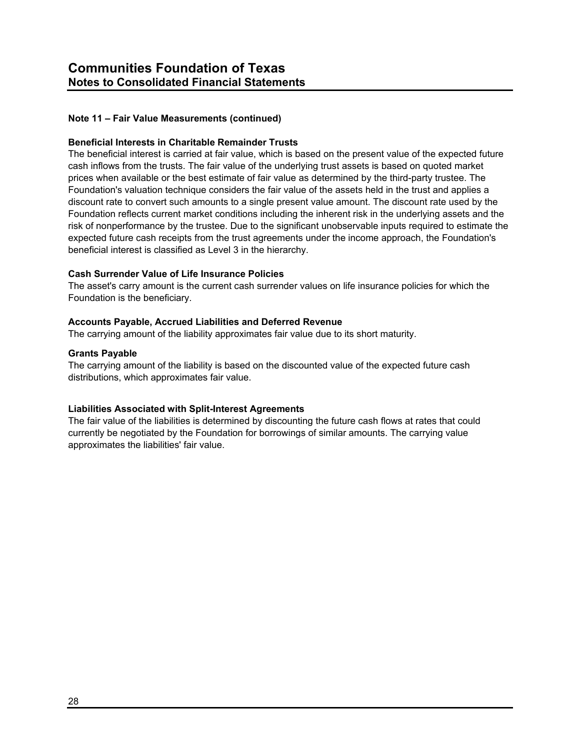### Note 11 – Fair Value Measurements (continued)

**Beneficial Interests in Charitable Remainder Trusts**

The beneficial interest is carried at fair value, which is based on the present value of the expected future cash inflows from the trusts. The fair value of the underlying trust assets is based on quoted market prices when available or the best estimate of fair value as determined by the third-party trustee. The Foundation's valuation technique considers the fair value of the assets held in the trust and applies a discount rate to convert such amounts to a single present value amount. The discount rate used by the Foundation reflects current market conditions including the inherent risk in the underlying assets and the risk of nonperformance by the trustee. Due to the significant unobservable inputs required to estimate the expected future cash receipts from the trust agreements under the income approach, the Foundation's beneficial interest is classified as Level 3 in the hierarchy.

**Cash Surrender Value of Life Insurance Policies**

The asset's carry amount is the current cash surrender values on life insurance policies for which the Foundation is the beneficiary.

**Accounts Payable, Accrued Liabilities and Deferred Revenue**

The carrying amount of the liability approximates fair value due to its short maturity.

**Grants Payable**

The carrying amount of the liability is based on the discounted value of the expected future cash distributions, which approximates fair value.

**Liabilities Associated with Split-Interest Agreements**

The fair value of the liabilities is determined by discounting the future cash flows at rates that could currently be negotiated by the Foundation for borrowings of similar amounts. The carrying value approximates the liabilities' fair value.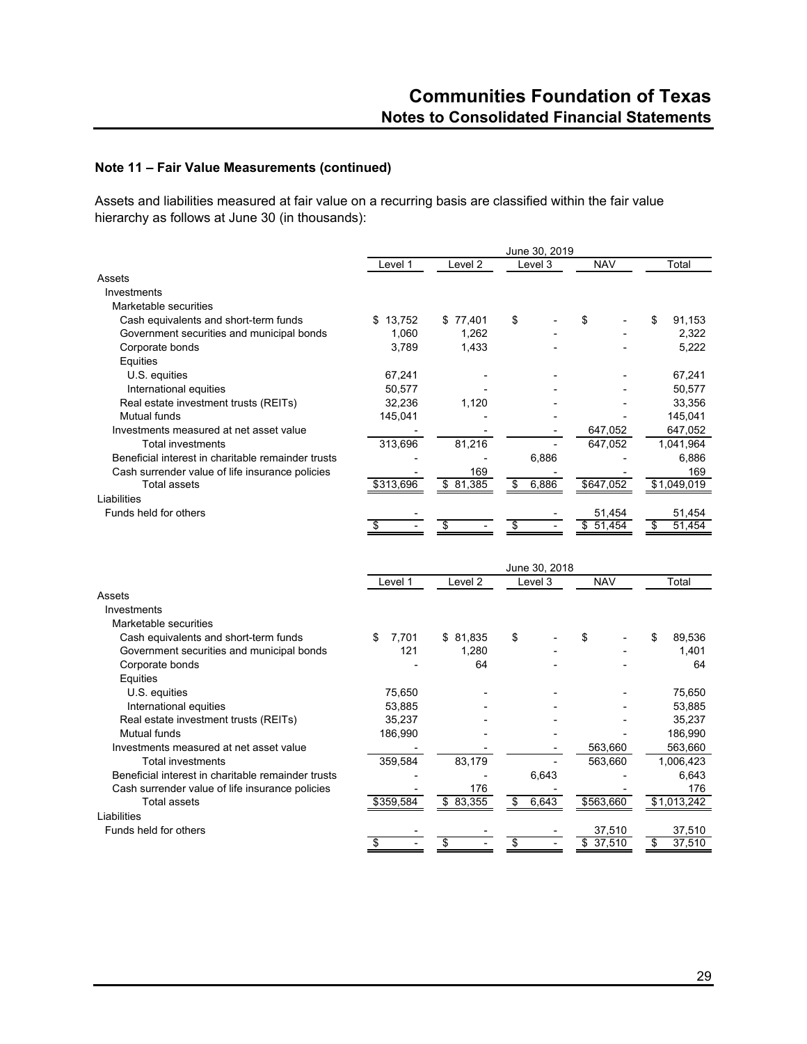## Note 11 – Fair Value Measurements (continued)

Assets and liabilities measured at fair value on a recurring basis are classified within the fair value hierarchy as follows at June 30 (in thousands):

| | June 30, 2019 | | | | |
|---|---|---|---|---|---|
| | Level 1 | Level 2 | Level 3 | NAV | Total |
| Assets | | | | | |
| Investments | | | | | |
| Marketable securities | | | | | |
| Cash equivalents and short-term funds | $ 13,752 | $ 77,401 | $ - | $ - | $ 91,153 |
| Government securities and municipal bonds | 1,060 | 1,262 | - | - | 2,322 |
| Corporate bonds | 3,789 | 1,433 | - | - | 5,222 |
| Equities | | | | | |
| U.S. equities | 67,241 | - | - | - | 67,241 |
| International equities | 50,577 | - | - | - | 50,577 |
| Real estate investment trusts (REITs) | 32,236 | 1,120 | - | - | 33,356 |
| Mutual funds | 145,041 | - | - | - | 145,041 |
| Investments measured at net asset value | - | - | - | 647,052 | 647,052 |
| Total investments | 313,696 | 81,216 | - | 647,052 | 1,041,964 |
| Beneficial interest in charitable remainder trusts | - | - | 6,886 | - | 6,886 |
| Cash surrender value of life insurance policies | - | 169 | - | - | 169 |
| Total assets | $313,696 | $ 81,385 | $ 6,886 | $647,052 | $1,049,019 |
| Liabilities | | | | | |
| Funds held for others | - | | - | 51,454 | 51,454 |
| | $ - | $ - | $ - | $ 51,454 | $ 51,454 |

| | June 30, 2018 | | | | |
|---|---|---|---|---|---|
| | Level 1 | Level 2 | Level 3 | NAV | Total |
| Assets | | | | | |
| Investments | | | | | |
| Marketable securities | | | | | |
| Cash equivalents and short-term funds | $ 7,701 | $ 81,835 | $ - | $ - | $ 89,536 |
| Government securities and municipal bonds | 121 | 1,280 | - | - | 1,401 |
| Corporate bonds | - | 64 | - | - | 64 |
| Equities | | | | | |
| U.S. equities | 75,650 | - | - | - | 75,650 |
| International equities | 53,885 | - | - | - | 53,885 |
| Real estate investment trusts (REITs) | 35,237 | - | - | - | 35,237 |
| Mutual funds | 186,990 | - | - | - | 186,990 |
| Investments measured at net asset value | - | - | - | 563,660 | 563,660 |
| Total investments | 359,584 | 83,179 | - | 563,660 | 1,006,423 |
| Beneficial interest in charitable remainder trusts | - | - | 6,643 | - | 6,643 |
| Cash surrender value of life insurance policies | - | 176 | - | - | 176 |
| Total assets | $359,584 | $ 83,355 | $ 6,643 | $563,660 | $1,013,242 |
| Liabilities | | | | | |
| Funds held for others | - | - | - | 37,510 | 37,510 |
| | $ - | $ - | $ - | $ 37,510 | $ 37,510 |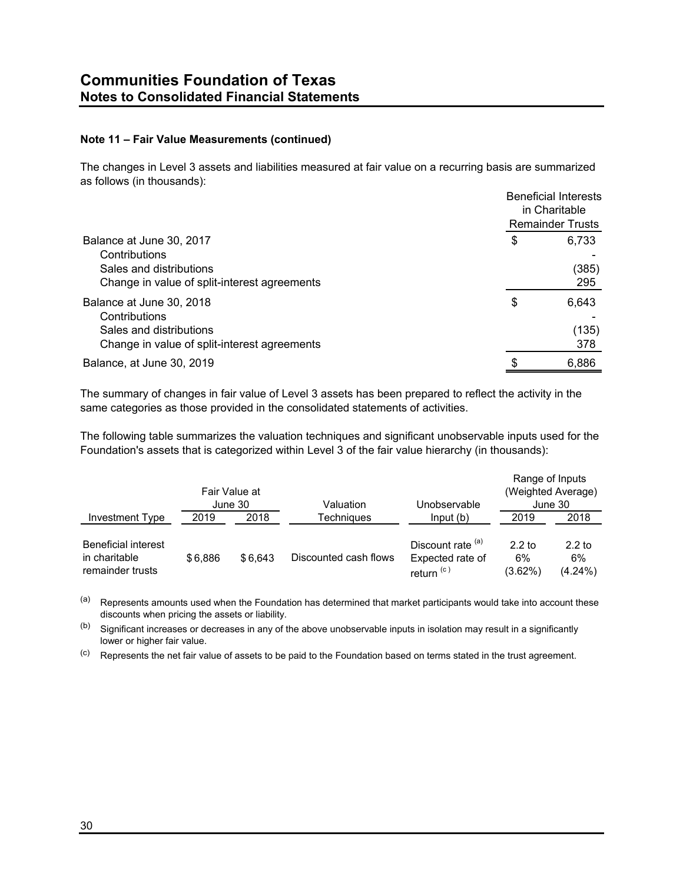## Note 11 – Fair Value Measurements (continued)

The changes in Level 3 assets and liabilities measured at fair value on a recurring basis are summarized as follows (in thousands):

| | | Beneficial Interests in Charitable Remainder Trusts |
|---|---|---|
| Balance at June 30, 2017 | $ | 6,733 |
| Contributions | | - |
| Sales and distributions | | (385) |
| Change in value of split-interest agreements | | 295 |
| Balance at June 30, 2018 | $ | 6,643 |
| Contributions | | - |
| Sales and distributions | | (135) |
| Change in value of split-interest agreements | | 378 |
| Balance, at June 30, 2019 | $ | 6,886 |

The summary of changes in fair value of Level 3 assets has been prepared to reflect the activity in the same categories as those provided in the consolidated statements of activities.

The following table summarizes the valuation techniques and significant unobservable inputs used for the Foundation's assets that is categorized within Level 3 of the fair value hierarchy (in thousands):

| | Fair Value at June 30 | | | | Range of Inputs (Weighted Average) June 30 | |
|---|---|---|---|---|---|---|
| Investment Type | 2019 | 2018 | Valuation Techniques | Unobservable Input (b) | 2019 | 2018 |
| Beneficial interest in charitable remainder trusts | $ 6,886 | $ 6,643 | Discounted cash flows | Discount rate [(a)] Expected rate of return [(c)] | 2.2 to 6% (3.62%) | 2.2 to 6% (4.24%) |

[(a)] Represents amounts used when the Foundation has determined that market participants would take into account these discounts when pricing the assets or liability.

[(b)] Significant increases or decreases in any of the above unobservable inputs in isolation may result in a significantly lower or higher fair value.

[(c)] Represents the net fair value of assets to be paid to the Foundation based on terms stated in the trust agreement.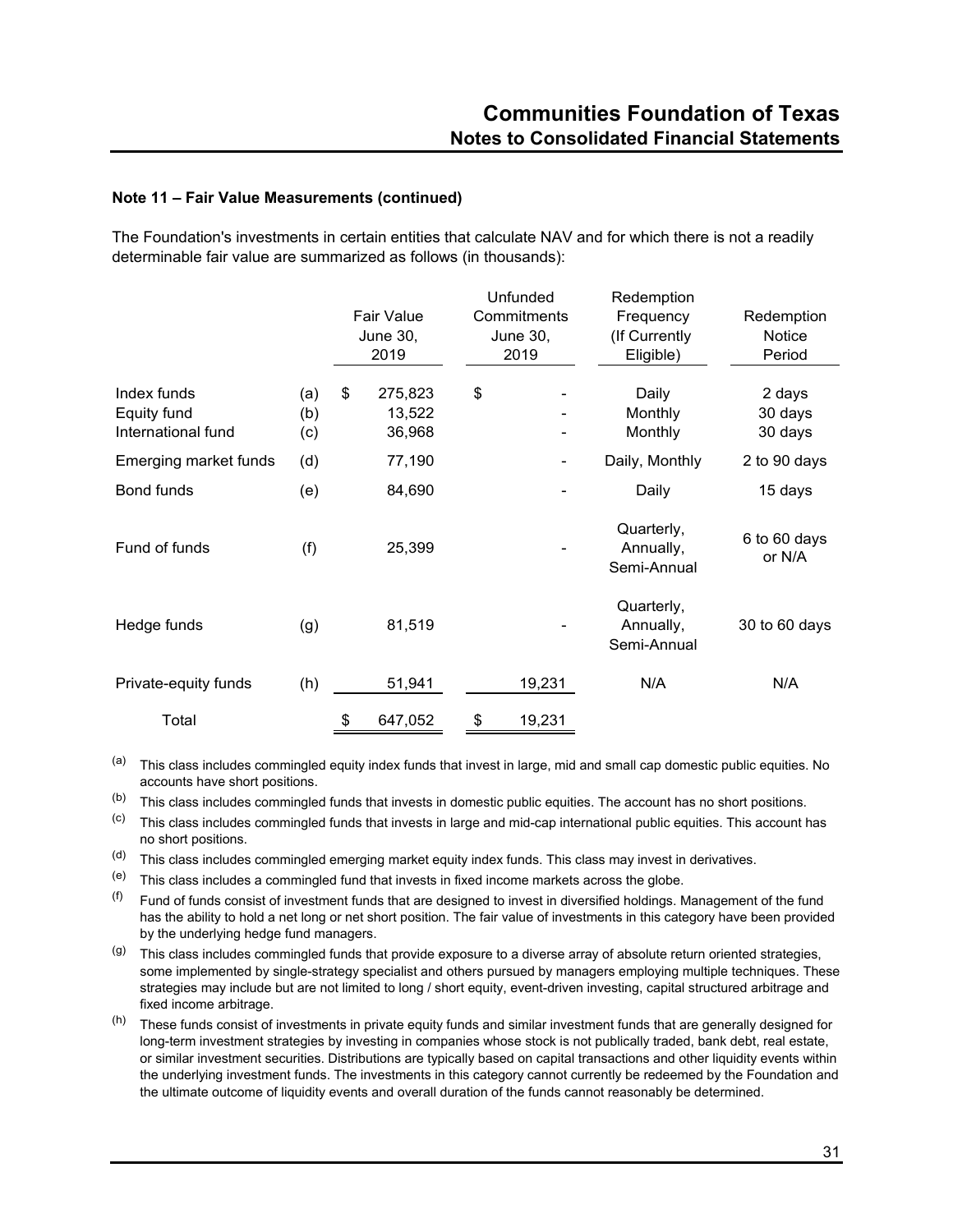### Note 11 – Fair Value Measurements (continued)

The Foundation's investments in certain entities that calculate NAV and for which there is not a readily determinable fair value are summarized as follows (in thousands):

| | | Fair Value June 30, 2019 | Unfunded Commitments June 30, 2019 | Redemption Frequency (If Currently Eligible) | Redemption Notice Period |
|---|---|---|---|---|---|
| Index funds | (a) | $ 275,823 | $ - | Daily | 2 days |
| Equity fund | (b) | 13,522 | - | Monthly | 30 days |
| International fund | (c) | 36,968 | - | Monthly | 30 days |
| Emerging market funds | (d) | 77,190 | - | Daily, Monthly | 2 to 90 days |
| Bond funds | (e) | 84,690 | - | Daily | 15 days |
| Fund of funds | (f) | 25,399 | - | Quarterly, Annually, Semi-Annual | 6 to 60 days or N/A |
| Hedge funds | (g) | 81,519 | - | Quarterly, Annually, Semi-Annual | 30 to 60 days |
| Private-equity funds | (h) | 51,941 | 19,231 | N/A | N/A |
| Total | | $ 647,052 | $ 19,231 | | |

(a) This class includes commingled equity index funds that invest in large, mid and small cap domestic public equities. No accounts have short positions.

(b) This class includes commingled funds that invests in domestic public equities. The account has no short positions.

(c) This class includes commingled funds that invests in large and mid-cap international public equities. This account has no short positions.

(d) This class includes commingled emerging market equity index funds. This class may invest in derivatives.

(e) This class includes a commingled fund that invests in fixed income markets across the globe.

(f) Fund of funds consist of investment funds that are designed to invest in diversified holdings. Management of the fund has the ability to hold a net long or net short position. The fair value of investments in this category have been provided by the underlying hedge fund managers.

(g) This class includes commingled funds that provide exposure to a diverse array of absolute return oriented strategies, some implemented by single-strategy specialist and others pursued by managers employing multiple techniques. These strategies may include but are not limited to long / short equity, event-driven investing, capital structured arbitrage and fixed income arbitrage.

(h) These funds consist of investments in private equity funds and similar investment funds that are generally designed for long-term investment strategies by investing in companies whose stock is not publically traded, bank debt, real estate, or similar investment securities. Distributions are typically based on capital transactions and other liquidity events within the underlying investment funds. The investments in this category cannot currently be redeemed by the Foundation and the ultimate outcome of liquidity events and overall duration of the funds cannot reasonably be determined.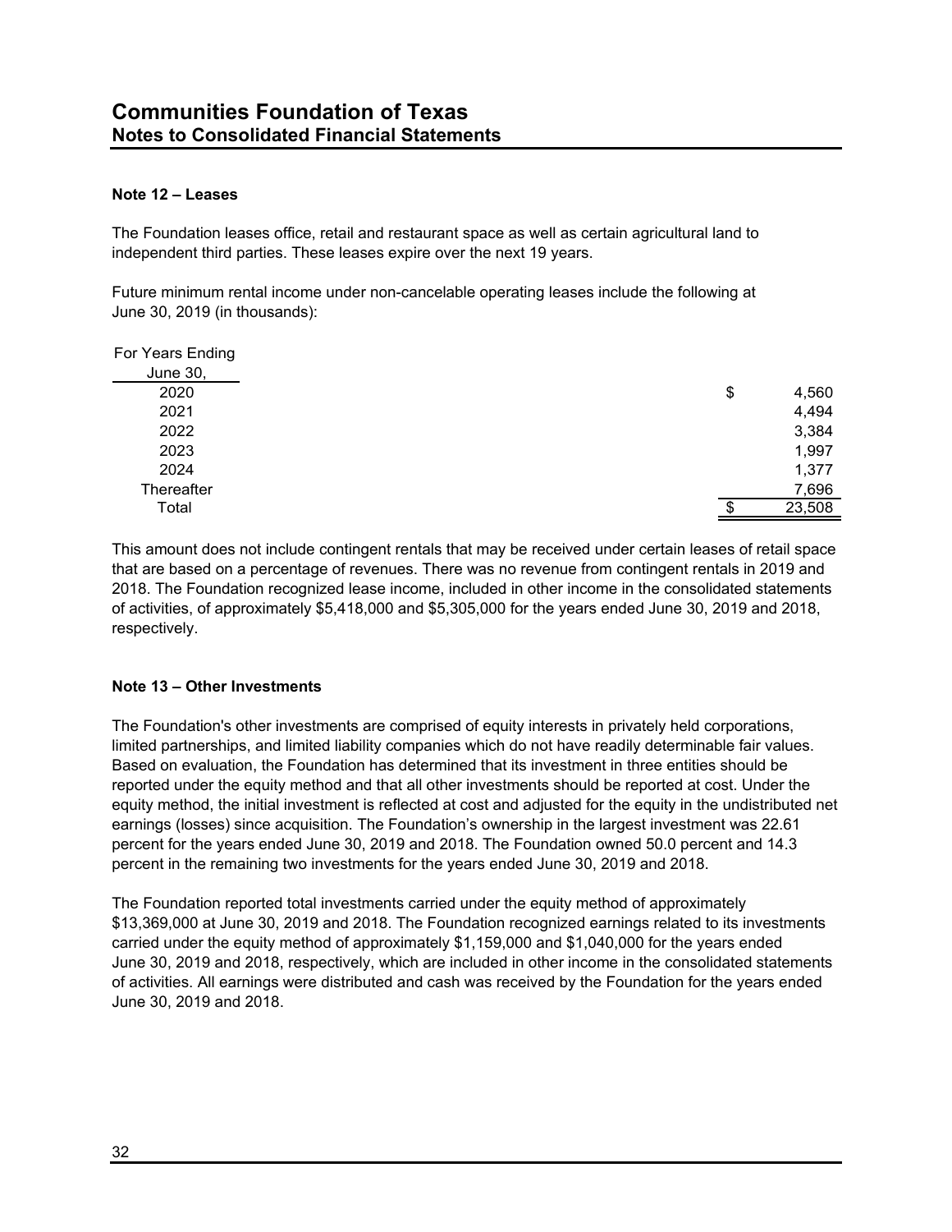# Communities Foundation of Texas
## Notes to Consolidated Financial Statements

### Note 12 – Leases

The Foundation leases office, retail and restaurant space as well as certain agricultural land to independent third parties. These leases expire over the next 19 years.

Future minimum rental income under non-cancelable operating leases include the following at June 30, 2019 (in thousands):

| For Years Ending June 30, | | |
|---|---|---|
| 2020 | $ | 4,560 |
| 2021 | | 4,494 |
| 2022 | | 3,384 |
| 2023 | | 1,997 |
| 2024 | | 1,377 |
| Thereafter | | 7,696 |
| Total | $ | 23,508 |

This amount does not include contingent rentals that may be received under certain leases of retail space that are based on a percentage of revenues. There was no revenue from contingent rentals in 2019 and 2018. The Foundation recognized lease income, included in other income in the consolidated statements of activities, of approximately $5,418,000 and $5,305,000 for the years ended June 30, 2019 and 2018, respectively.

### Note 13 – Other Investments

The Foundation's other investments are comprised of equity interests in privately held corporations, limited partnerships, and limited liability companies which do not have readily determinable fair values. Based on evaluation, the Foundation has determined that its investment in three entities should be reported under the equity method and that all other investments should be reported at cost. Under the equity method, the initial investment is reflected at cost and adjusted for the equity in the undistributed net earnings (losses) since acquisition. The Foundation's ownership in the largest investment was 22.61 percent for the years ended June 30, 2019 and 2018. The Foundation owned 50.0 percent and 14.3 percent in the remaining two investments for the years ended June 30, 2019 and 2018.

The Foundation reported total investments carried under the equity method of approximately $13,369,000 at June 30, 2019 and 2018. The Foundation recognized earnings related to its investments carried under the equity method of approximately $1,159,000 and $1,040,000 for the years ended June 30, 2019 and 2018, respectively, which are included in other income in the consolidated statements of activities. All earnings were distributed and cash was received by the Foundation for the years ended June 30, 2019 and 2018.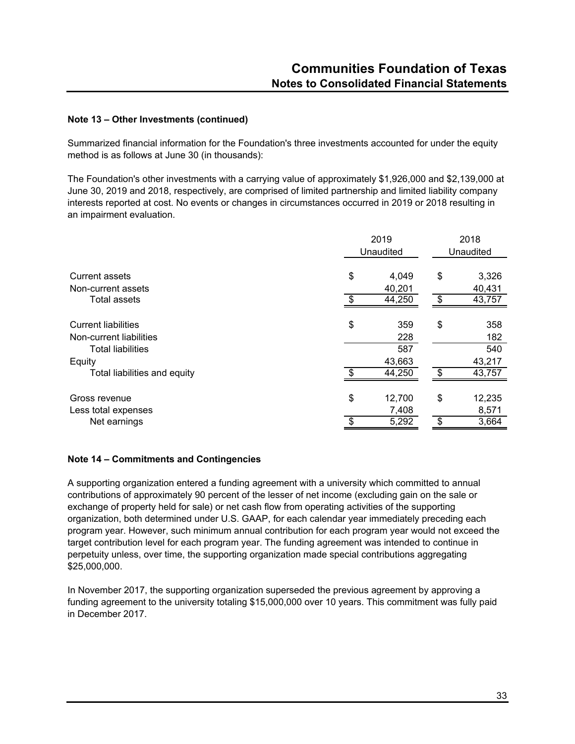**Note 13 – Other Investments (continued)**

Summarized financial information for the Foundation's three investments accounted for under the equity method is as follows at June 30 (in thousands):

The Foundation's other investments with a carrying value of approximately $1,926,000 and $2,139,000 at June 30, 2019 and 2018, respectively, are comprised of limited partnership and limited liability company interests reported at cost. No events or changes in circumstances occurred in 2019 or 2018 resulting in an impairment evaluation.

| | 2019 Unaudited | 2018 Unaudited |
|---|---|---|
| Current assets | $ 4,049 | $ 3,326 |
| Non-current assets | 40,201 | 40,431 |
| Total assets | $ 44,250 | $ 43,757 |
| Current liabilities | $ 359 | $ 358 |
| Non-current liabilities | 228 | 182 |
| Total liabilities | 587 | 540 |
| Equity | 43,663 | 43,217 |
| Total liabilities and equity | $ 44,250 | $ 43,757 |
| Gross revenue | $ 12,700 | $ 12,235 |
| Less total expenses | 7,408 | 8,571 |
| Net earnings | $ 5,292 | $ 3,664 |

**Note 14 – Commitments and Contingencies**

A supporting organization entered a funding agreement with a university which committed to annual contributions of approximately 90 percent of the lesser of net income (excluding gain on the sale or exchange of property held for sale) or net cash flow from operating activities of the supporting organization, both determined under U.S. GAAP, for each calendar year immediately preceding each program year. However, such minimum annual contribution for each program year would not exceed the target contribution level for each program year. The funding agreement was intended to continue in perpetuity unless, over time, the supporting organization made special contributions aggregating $25,000,000.

In November 2017, the supporting organization superseded the previous agreement by approving a funding agreement to the university totaling $15,000,000 over 10 years. This commitment was fully paid in December 2017.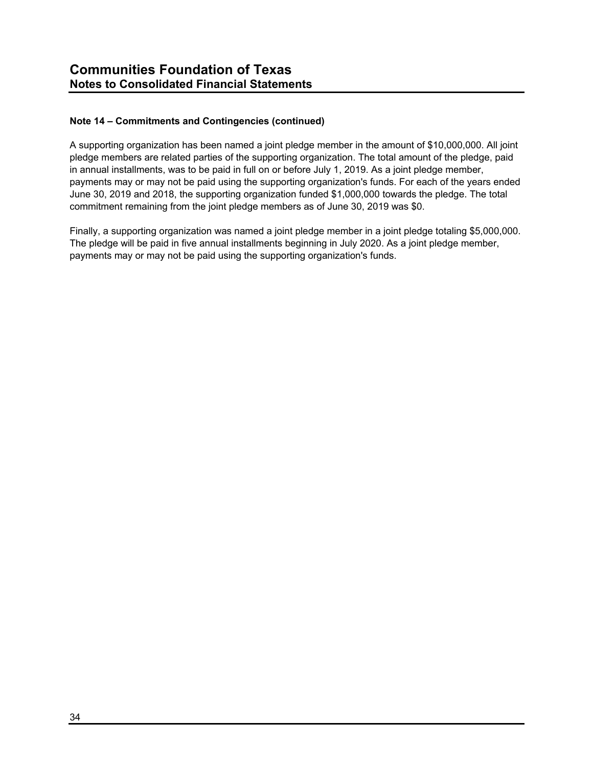### Note 14 – Commitments and Contingencies (continued)

A supporting organization has been named a joint pledge member in the amount of $10,000,000. All joint pledge members are related parties of the supporting organization. The total amount of the pledge, paid in annual installments, was to be paid in full on or before July 1, 2019. As a joint pledge member, payments may or may not be paid using the supporting organization's funds. For each of the years ended June 30, 2019 and 2018, the supporting organization funded $1,000,000 towards the pledge. The total commitment remaining from the joint pledge members as of June 30, 2019 was $0.

Finally, a supporting organization was named a joint pledge member in a joint pledge totaling $5,000,000. The pledge will be paid in five annual installments beginning in July 2020. As a joint pledge member, payments may or may not be paid using the supporting organization's funds.